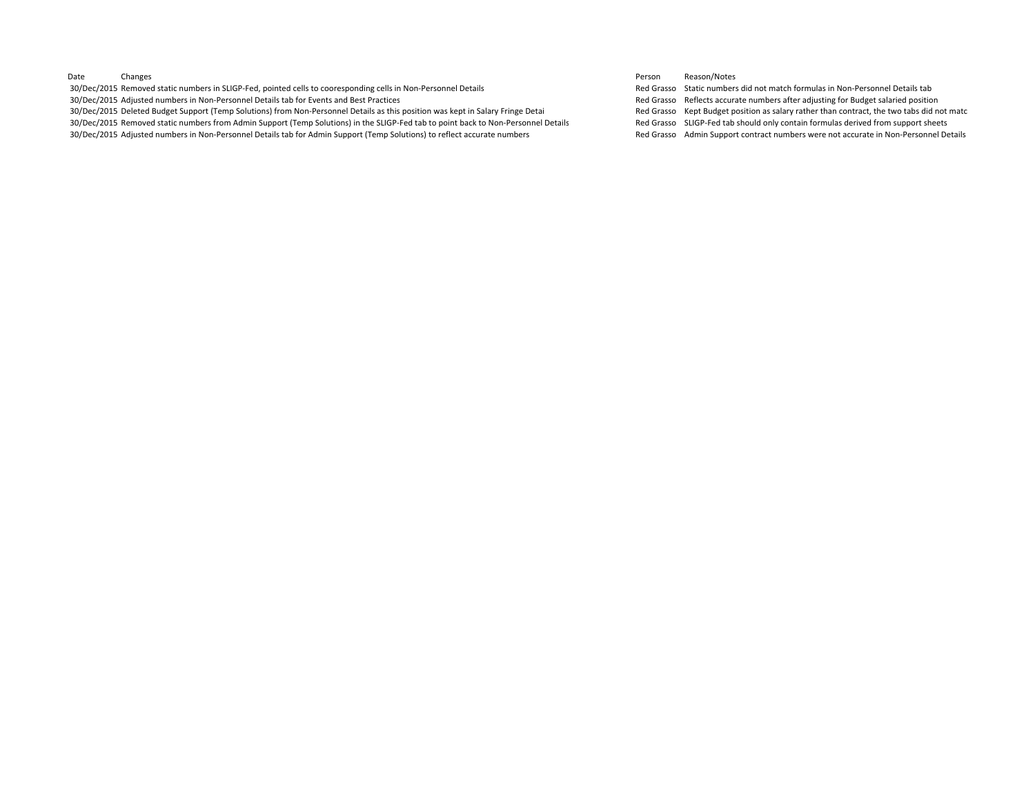| Date | Changes | Person | Reason/Notes |
| --- | --- | --- | --- |
| 30/Dec/2015 | Removed static numbers in SLIGP-Fed, pointed cells to cooresponding cells in Non-Personnel Details | Red Grasso | Static numbers did not match formulas in Non-Personnel Details tab |
| 30/Dec/2015 | Adjusted numbers in Non-Personnel Details tab for Events and Best Practices | Red Grasso | Reflects accurate numbers after adjusting for Budget salaried position |
| 30/Dec/2015 | Deleted Budget Support (Temp Solutions) from Non-Personnel Details as this position was kept in Salary Fringe Detai | Red Grasso | Kept Budget position as salary rather than contract, the two tabs did not matc |
| 30/Dec/2015 | Removed static numbers from Admin Support (Temp Solutions) in the SLIGP-Fed tab to point back to Non-Personnel Details | Red Grasso | SLIGP-Fed tab should only contain formulas derived from support sheets |
| 30/Dec/2015 | Adjusted numbers in Non-Personnel Details tab for Admin Support (Temp Solutions) to reflect accurate numbers | Red Grasso | Admin Support contract numbers were not accurate in Non-Personnel Details |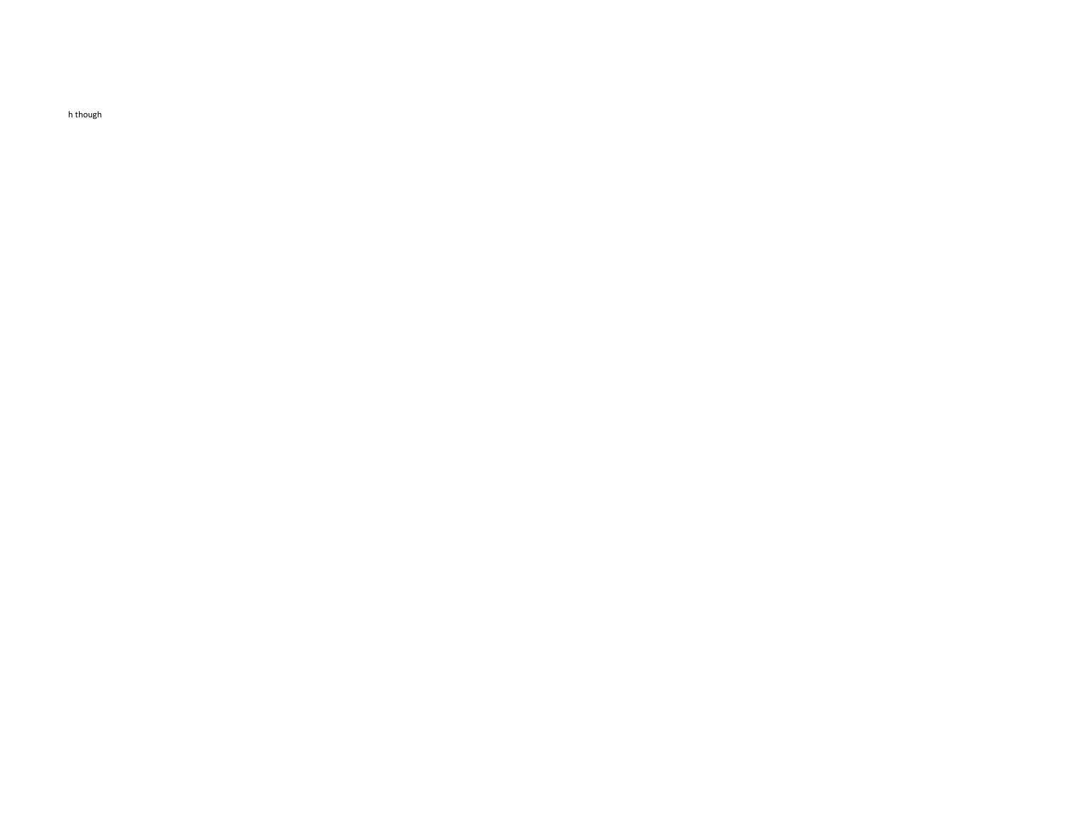h though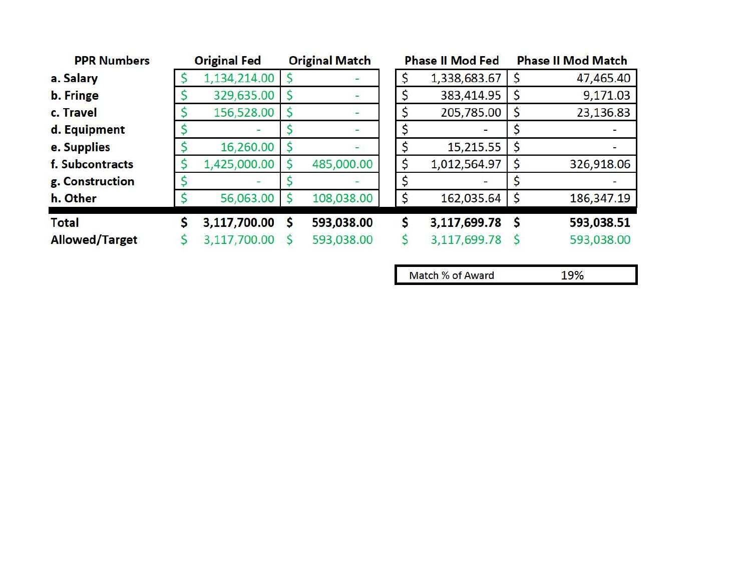| PPR Numbers | Original Fed | Original Match | Phase II Mod Fed | Phase II Mod Match |
|---|---|---|---|---|
| a. Salary | $ 1,134,214.00 | $ - | $ 1,338,683.67 | $ 47,465.40 |
| b. Fringe | $ 329,635.00 | $ - | $ 383,414.95 | $ 9,171.03 |
| c. Travel | $ 156,528.00 | $ - | $ 205,785.00 | $ 23,136.83 |
| d. Equipment | $ - | $ - | $ - | $ - |
| e. Supplies | $ 16,260.00 | $ - | $ 15,215.55 | $ - |
| f. Subcontracts | $ 1,425,000.00 | $ 485,000.00 | $ 1,012,564.97 | $ 326,918.06 |
| g. Construction | $ - | $ - | $ - | $ - |
| h. Other | $ 56,063.00 | $ 108,038.00 | $ 162,035.64 | $ 186,347.19 |
| **Total** | **$ 3,117,700.00** | **$ 593,038.00** | **$ 3,117,699.78** | **$ 593,038.51** |
| **Allowed/Target** | $ 3,117,700.00 | $ 593,038.00 | $ 3,117,699.78 | $ 593,038.00 |

| Match % of Award | 19% |
|---|---|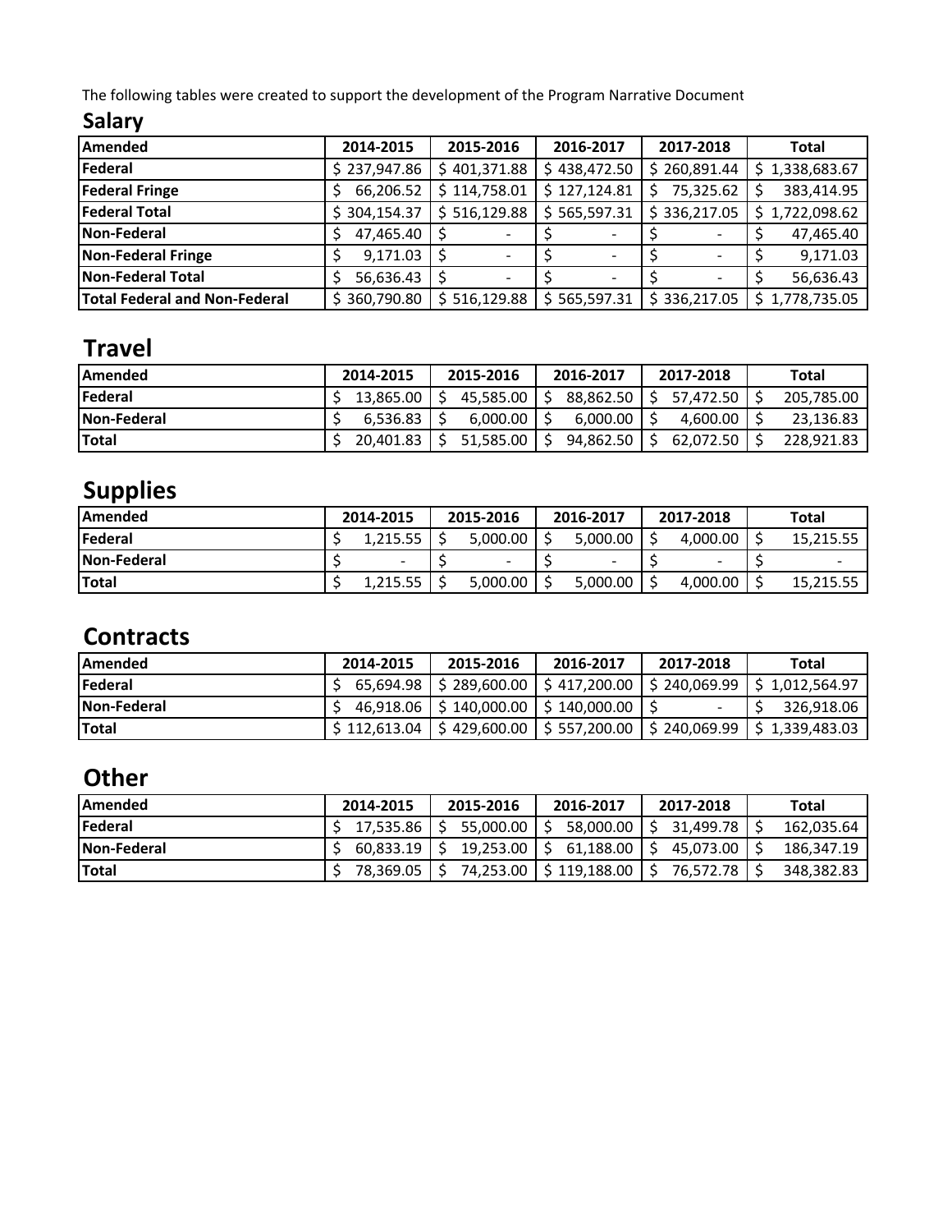The following tables were created to support the development of the Program Narrative Document

## Salary

| Amended | 2014-2015 | 2015-2016 | 2016-2017 | 2017-2018 | Total |
|---|---|---|---|---|---|
| Federal | $ 237,947.86 | $ 401,371.88 | $ 438,472.50 | $ 260,891.44 | $ 1,338,683.67 |
| Federal Fringe | $ 66,206.52 | $ 114,758.01 | $ 127,124.81 | $ 75,325.62 | $ 383,414.95 |
| Federal Total | $ 304,154.37 | $ 516,129.88 | $ 565,597.31 | $ 336,217.05 | $ 1,722,098.62 |
| Non-Federal | $ 47,465.40 | $ - | $ - | $ - | $ 47,465.40 |
| Non-Federal Fringe | $ 9,171.03 | $ - | $ - | $ - | $ 9,171.03 |
| Non-Federal Total | $ 56,636.43 | $ - | $ - | $ - | $ 56,636.43 |
| Total Federal and Non-Federal | $ 360,790.80 | $ 516,129.88 | $ 565,597.31 | $ 336,217.05 | $ 1,778,735.05 |

## Travel

| Amended | 2014-2015 | 2015-2016 | 2016-2017 | 2017-2018 | Total |
|---|---|---|---|---|---|
| Federal | $ 13,865.00 | $ 45,585.00 | $ 88,862.50 | $ 57,472.50 | $ 205,785.00 |
| Non-Federal | $ 6,536.83 | $ 6,000.00 | $ 6,000.00 | $ 4,600.00 | $ 23,136.83 |
| Total | $ 20,401.83 | $ 51,585.00 | $ 94,862.50 | $ 62,072.50 | $ 228,921.83 |

## Supplies

| Amended | 2014-2015 | 2015-2016 | 2016-2017 | 2017-2018 | Total |
|---|---|---|---|---|---|
| Federal | $ 1,215.55 | $ 5,000.00 | $ 5,000.00 | $ 4,000.00 | $ 15,215.55 |
| Non-Federal | $ - | $ - | $ - | $ - | $ - |
| Total | $ 1,215.55 | $ 5,000.00 | $ 5,000.00 | $ 4,000.00 | $ 15,215.55 |

## Contracts

| Amended | 2014-2015 | 2015-2016 | 2016-2017 | 2017-2018 | Total |
|---|---|---|---|---|---|
| Federal | $ 65,694.98 | $ 289,600.00 | $ 417,200.00 | $ 240,069.99 | $ 1,012,564.97 |
| Non-Federal | $ 46,918.06 | $ 140,000.00 | $ 140,000.00 | $ - | $ 326,918.06 |
| Total | $ 112,613.04 | $ 429,600.00 | $ 557,200.00 | $ 240,069.99 | $ 1,339,483.03 |

## Other

| Amended | 2014-2015 | 2015-2016 | 2016-2017 | 2017-2018 | Total |
|---|---|---|---|---|---|
| Federal | $ 17,535.86 | $ 55,000.00 | $ 58,000.00 | $ 31,499.78 | $ 162,035.64 |
| Non-Federal | $ 60,833.19 | $ 19,253.00 | $ 61,188.00 | $ 45,073.00 | $ 186,347.19 |
| Total | $ 78,369.05 | $ 74,253.00 | $ 119,188.00 | $ 76,572.78 | $ 348,382.83 |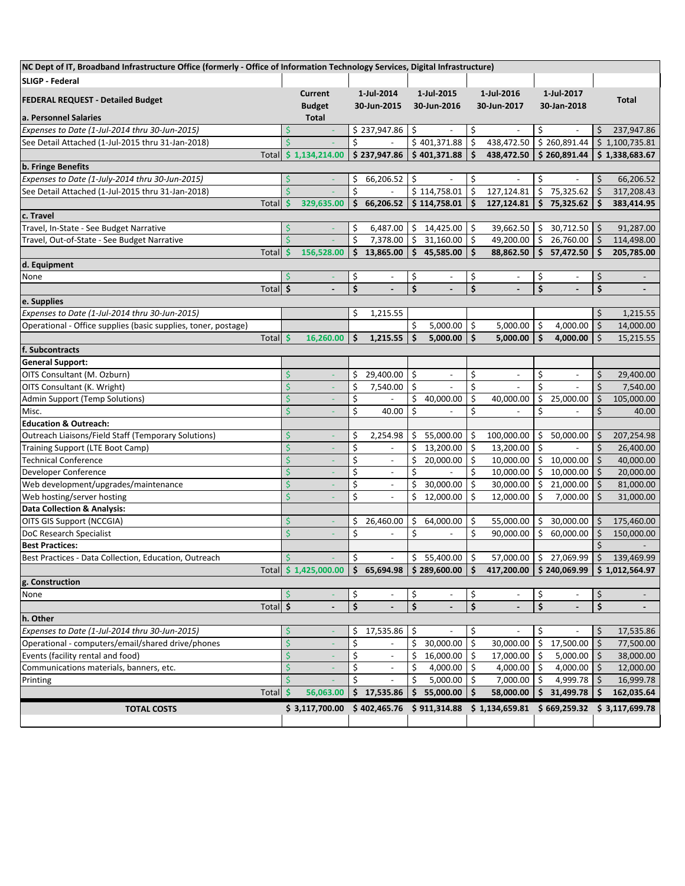| NC Dept of IT, Broadband Infrastructure Office (formerly - Office of Information Technology Services, Digital Infrastructure) | | | | | | |
|---|---|---|---|---|---|---|
| **SLIGP - Federal** | | | | | | |
| **FEDERAL REQUEST - Detailed Budget** | **Current Budget Total** | **1-Jul-2014 30-Jun-2015** | **1-Jul-2015 30-Jun-2016** | **1-Jul-2016 30-Jun-2017** | **1-Jul-2017 30-Jan-2018** | **Total** |
| **a. Personnel Salaries** | | | | | | |
| *Expenses to Date (1-Jul-2014 thru 30-Jun-2015)* | $ - | $ 237,947.86 | $ - | $ - | $ - | $ 237,947.86 |
| See Detail Attached (1-Jul-2015 thru 31-Jan-2018) | $ - | $ - | $ 401,371.88 | $ 438,472.50 | $ 260,891.44 | $ 1,100,735.81 |
| Total | **$ 1,134,214.00** | **$ 237,947.86** | **$ 401,371.88** | **$ 438,472.50** | **$ 260,891.44** | **$ 1,338,683.67** |
| **b. Fringe Benefits** | | | | | | |
| *Expenses to Date (1-July-2014 thru 30-Jun-2015)* | $ - | $ 66,206.52 | $ - | $ - | $ - | $ 66,206.52 |
| See Detail Attached (1-Jul-2015 thru 31-Jan-2018) | $ - | $ - | $ 114,758.01 | $ 127,124.81 | $ 75,325.62 | $ 317,208.43 |
| Total | **$ 329,635.00** | **$ 66,206.52** | **$ 114,758.01** | **$ 127,124.81** | **$ 75,325.62** | **$ 383,414.95** |
| **c. Travel** | | | | | | |
| Travel, In-State - See Budget Narrative | $ - | $ 6,487.00 | $ 14,425.00 | $ 39,662.50 | $ 30,712.50 | $ 91,287.00 |
| Travel, Out-of-State - See Budget Narrative | $ - | $ 7,378.00 | $ 31,160.00 | $ 49,200.00 | $ 26,760.00 | $ 114,498.00 |
| Total | **$ 156,528.00** | **$ 13,865.00** | **$ 45,585.00** | **$ 88,862.50** | **$ 57,472.50** | **$ 205,785.00** |
| **d. Equipment** | | | | | | |
| None | $ - | $ - | $ - | $ - | $ - | $ - |
| Total | **$ -** | **$ -** | **$ -** | **$ -** | **$ -** | **$ -** |
| **e. Supplies** | | | | | | |
| *Expenses to Date (1-Jul-2014 thru 30-Jun-2015)* | | $ 1,215.55 | | | | $ 1,215.55 |
| Operational - Office supplies (basic supplies, toner, postage) | | | $ 5,000.00 | $ 5,000.00 | $ 4,000.00 | $ 14,000.00 |
| Total | **$ 16,260.00** | **$ 1,215.55** | **$ 5,000.00** | **$ 5,000.00** | **$ 4,000.00** | $ 15,215.55 |
| **f. Subcontracts** | | | | | | |
| **General Support:** | | | | | | |
| OITS Consultant (M. Ozburn) | $ - | $ 29,400.00 | $ - | $ - | $ - | $ 29,400.00 |
| OITS Consultant (K. Wright) | $ - | $ 7,540.00 | $ - | $ - | $ - | $ 7,540.00 |
| Admin Support (Temp Solutions) | $ - | $ - | $ 40,000.00 | $ 40,000.00 | $ 25,000.00 | $ 105,000.00 |
| Misc. | $ - | $ 40.00 | $ - | $ - | $ - | $ 40.00 |
| **Education & Outreach:** | | | | | | |
| Outreach Liaisons/Field Staff (Temporary Solutions) | $ - | $ 2,254.98 | $ 55,000.00 | $ 100,000.00 | $ 50,000.00 | $ 207,254.98 |
| Training Support (LTE Boot Camp) | $ - | $ - | $ 13,200.00 | $ 13,200.00 | $ - | $ 26,400.00 |
| Technical Conference | $ - | $ - | $ 20,000.00 | $ 10,000.00 | $ 10,000.00 | $ 40,000.00 |
| Developer Conference | $ - | $ - | $ - | $ 10,000.00 | $ 10,000.00 | $ 20,000.00 |
| Web development/upgrades/maintenance | $ - | $ - | $ 30,000.00 | $ 30,000.00 | $ 21,000.00 | $ 81,000.00 |
| Web hosting/server hosting | $ - | $ - | $ 12,000.00 | $ 12,000.00 | $ 7,000.00 | $ 31,000.00 |
| **Data Collection & Analysis:** | | | | | | |
| OITS GIS Support (NCCGIA) | $ - | $ 26,460.00 | $ 64,000.00 | $ 55,000.00 | $ 30,000.00 | $ 175,460.00 |
| DoC Research Specialist | $ - | $ - | $ - | $ 90,000.00 | $ 60,000.00 | $ 150,000.00 |
| **Best Practices:** | | | | | | $ - |
| Best Practices - Data Collection, Education, Outreach | $ - | $ - | $ 55,400.00 | $ 57,000.00 | $ 27,069.99 | $ 139,469.99 |
| Total | **$ 1,425,000.00** | **$ 65,694.98** | **$ 289,600.00** | **$ 417,200.00** | **$ 240,069.99** | **$ 1,012,564.97** |
| **g. Construction** | | | | | | |
| None | $ - | $ - | $ - | $ - | $ - | $ - |
| Total | **$ -** | **$ -** | **$ -** | **$ -** | **$ -** | **$ -** |
| **h. Other** | | | | | | |
| *Expenses to Date (1-Jul-2014 thru 30-Jun-2015)* | $ - | $ 17,535.86 | $ - | $ - | $ - | $ 17,535.86 |
| Operational - computers/email/shared drive/phones | $ - | $ - | $ 30,000.00 | $ 30,000.00 | $ 17,500.00 | $ 77,500.00 |
| Events (facility rental and food) | $ - | $ - | $ 16,000.00 | $ 17,000.00 | $ 5,000.00 | $ 38,000.00 |
| Communications materials, banners, etc. | $ - | $ - | $ 4,000.00 | $ 4,000.00 | $ 4,000.00 | $ 12,000.00 |
| Printing | $ - | $ - | $ 5,000.00 | $ 7,000.00 | $ 4,999.78 | $ 16,999.78 |
| Total | **$ 56,063.00** | **$ 17,535.86** | **$ 55,000.00** | **$ 58,000.00** | **$ 31,499.78** | **$ 162,035.64** |
| **TOTAL COSTS** | **$ 3,117,700.00** | **$ 402,465.76** | **$ 911,314.88** | **$ 1,134,659.81** | **$ 669,259.32** | **$ 3,117,699.78** |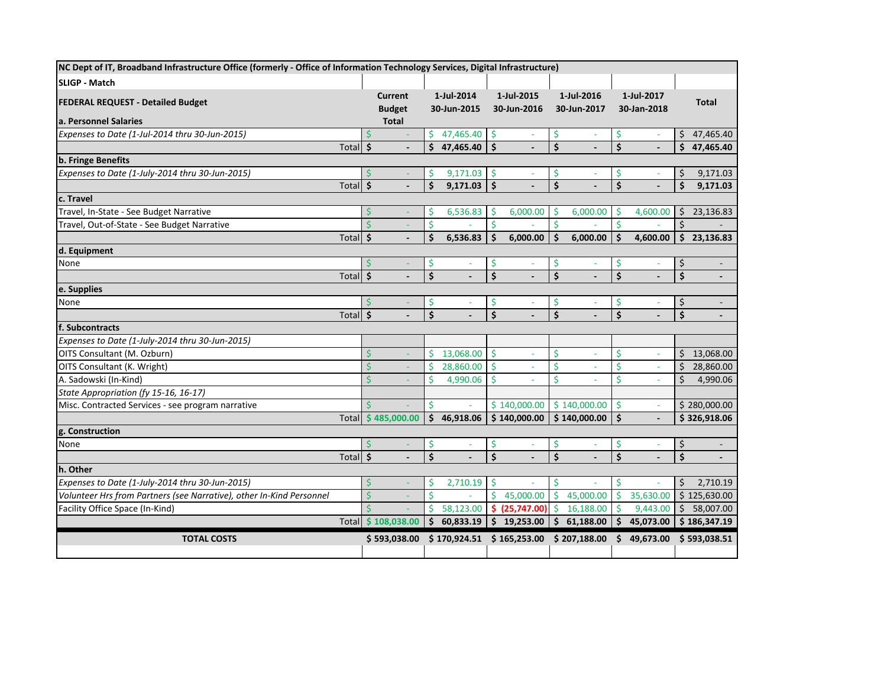| NC Dept of IT, Broadband Infrastructure Office (formerly - Office of Information Technology Services, Digital Infrastructure) | | | | | | |
|---|---|---|---|---|---|---|
| **SLIGP - Match** | | | | | | |
| **FEDERAL REQUEST - Detailed Budget** | **Current Budget Total** | **1-Jul-2014 30-Jun-2015** | **1-Jul-2015 30-Jun-2016** | **1-Jul-2016 30-Jun-2017** | **1-Jul-2017 30-Jan-2018** | **Total** |
| **a. Personnel Salaries** | | | | | | |
| *Expenses to Date (1-Jul-2014 thru 30-Jun-2015)* | $ - | $ 47,465.40 | $ - | $ - | $ - | $ 47,465.40 |
| Total | **$ -** | **$ 47,465.40** | **$ -** | **$ -** | **$ -** | **$ 47,465.40** |
| **b. Fringe Benefits** | | | | | | |
| *Expenses to Date (1-July-2014 thru 30-Jun-2015)* | $ - | $ 9,171.03 | $ - | $ - | $ - | $ 9,171.03 |
| Total | **$ -** | **$ 9,171.03** | **$ -** | **$ -** | **$ -** | **$ 9,171.03** |
| **c. Travel** | | | | | | |
| Travel, In-State - See Budget Narrative | $ - | $ 6,536.83 | $ 6,000.00 | $ 6,000.00 | $ 4,600.00 | $ 23,136.83 |
| Travel, Out-of-State - See Budget Narrative | $ - | $ - | $ - | $ - | $ - | $ - |
| Total | **$ -** | **$ 6,536.83** | **$ 6,000.00** | **$ 6,000.00** | **$ 4,600.00** | **$ 23,136.83** |
| **d. Equipment** | | | | | | |
| None | $ - | $ - | $ - | $ - | $ - | $ - |
| Total | **$ -** | **$ -** | **$ -** | **$ -** | **$ -** | **$ -** |
| **e. Supplies** | | | | | | |
| None | $ - | $ - | $ - | $ - | $ - | $ - |
| Total | **$ -** | **$ -** | **$ -** | **$ -** | **$ -** | **$ -** |
| **f. Subcontracts** | | | | | | |
| *Expenses to Date (1-July-2014 thru 30-Jun-2015)* | | | | | | |
| OITS Consultant (M. Ozburn) | $ - | $ 13,068.00 | $ - | $ - | $ - | $ 13,068.00 |
| OITS Consultant (K. Wright) | $ - | $ 28,860.00 | $ - | $ - | $ - | $ 28,860.00 |
| A. Sadowski (In-Kind) | $ - | $ 4,990.06 | $ - | $ - | $ - | $ 4,990.06 |
| *State Appropriation (fy 15-16, 16-17)* | | | | | | |
| Misc. Contracted Services - see program narrative | $ - | $ - | $ 140,000.00 | $ 140,000.00 | $ - | $ 280,000.00 |
| Total | **$ 485,000.00** | **$ 46,918.06** | **$ 140,000.00** | **$ 140,000.00** | **$ -** | **$ 326,918.06** |
| **g. Construction** | | | | | | |
| None | $ - | $ - | $ - | $ - | $ - | $ - |
| Total | **$ -** | **$ -** | **$ -** | **$ -** | **$ -** | **$ -** |
| **h. Other** | | | | | | |
| *Expenses to Date (1-July-2014 thru 30-Jun-2015)* | $ - | $ 2,710.19 | $ - | $ - | $ - | $ 2,710.19 |
| *Volunteer Hrs from Partners (see Narrative), other In-Kind Personnel* | $ - | $ - | $ 45,000.00 | $ 45,000.00 | $ 35,630.00 | $ 125,630.00 |
| Facility Office Space (In-Kind) | $ - | $ 58,123.00 | **$ (25,747.00)** | $ 16,188.00 | $ 9,443.00 | $ 58,007.00 |
| Total | **$ 108,038.00** | **$ 60,833.19** | **$ 19,253.00** | **$ 61,188.00** | **$ 45,073.00** | **$ 186,347.19** |
| **TOTAL COSTS** | **$ 593,038.00** | **$ 170,924.51** | **$ 165,253.00** | **$ 207,188.00** | **$ 49,673.00** | **$ 593,038.51** |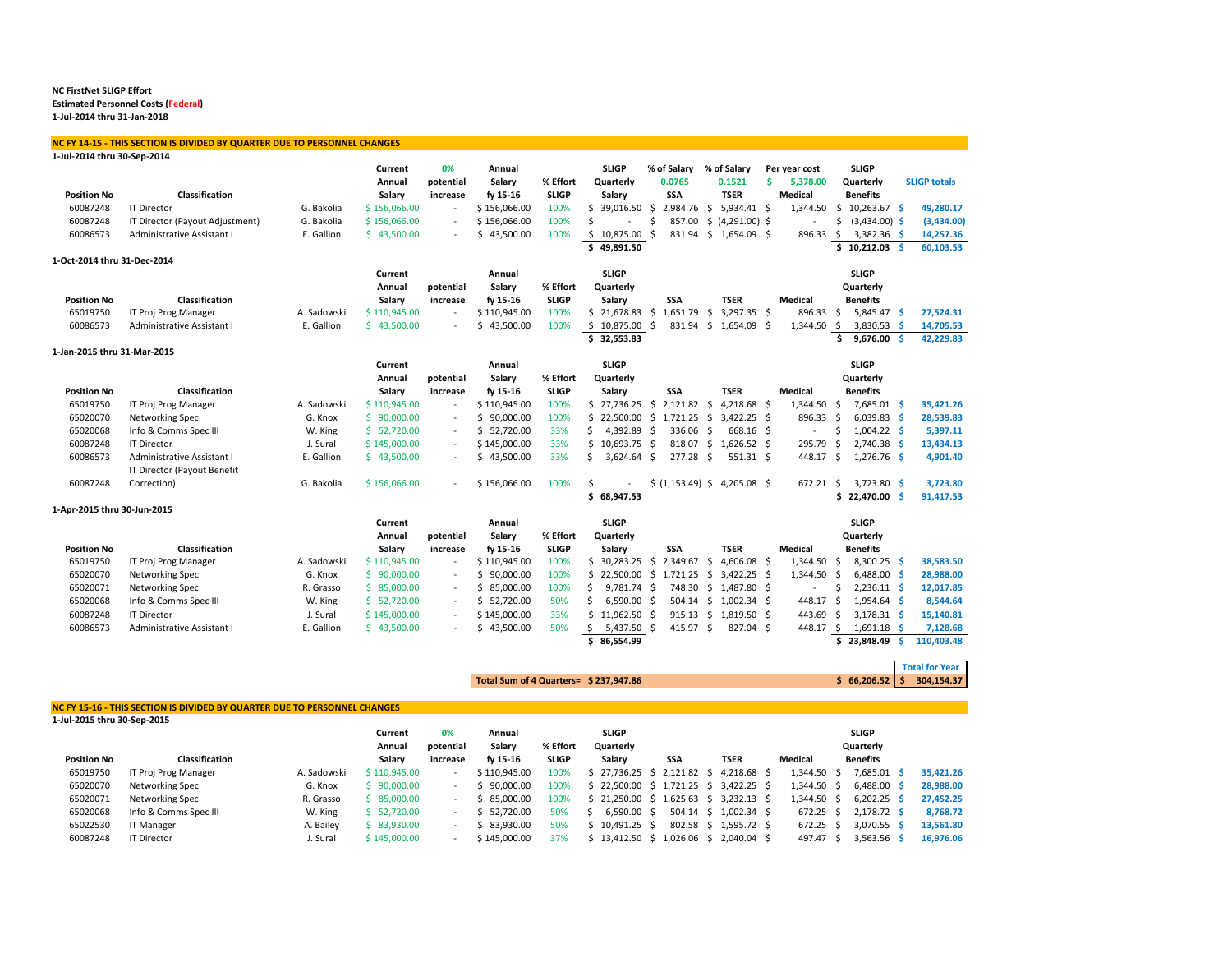**NC FirstNet SLIGP Effort**
**Estimated Personnel Costs (Federal)**
**1-Jul-2014 thru 31-Jan-2018**

**NC FY 14-15 - THIS SECTION IS DIVIDED BY QUARTER DUE TO PERSONNEL CHANGES**

**1-Jul-2014 thru 30-Sep-2014**

| Position No | Classification | | Current Annual Salary | 0% potential increase | Annual Salary fy 15-16 | % Effort SLIGP | SLIGP Quarterly Salary | % of Salary 0.0765 SSA | % of Salary 0.1521 TSER | Per year cost $ 5,378.00 Medical | SLIGP Quarterly Benefits | SLIGP totals |
|---|---|---|---|---|---|---|---|---|---|---|---|---|
| 60087248 | IT Director | G. Bakolia | $ 156,066.00 | - | $ 156,066.00 | 100% | $ 39,016.50 | $ 2,984.76 | $ 5,934.41 | $ 1,344.50 | $ 10,263.67 | $ 49,280.17 |
| 60087248 | IT Director (Payout Adjustment) | G. Bakolia | $ 156,066.00 | - | $ 156,066.00 | 100% | $ - | $ 857.00 | $ (4,291.00) | $ - | $ (3,434.00) | $ (3,434.00) |
| 60086573 | Administrative Assistant I | E. Gallion | $ 43,500.00 | - | $ 43,500.00 | 100% | $ 10,875.00 | $ 831.94 | $ 1,654.09 | $ 896.33 | $ 3,382.36 | $ 14,257.36 |
| | | | | | | | $ 49,891.50 | | | | $ 10,212.03 | $ 60,103.53 |

**1-Oct-2014 thru 31-Dec-2014**

| Position No | Classification | | Current Annual Salary | potential increase | Annual Salary fy 15-16 | % Effort SLIGP | SLIGP Quarterly Salary | SSA | TSER | Medical | SLIGP Quarterly Benefits | |
|---|---|---|---|---|---|---|---|---|---|---|---|---|
| 65019750 | IT Proj Prog Manager | A. Sadowski | $ 110,945.00 | - | $ 110,945.00 | 100% | $ 21,678.83 | $ 1,651.79 | $ 3,297.35 | $ 896.33 | $ 5,845.47 | $ 27,524.31 |
| 60086573 | Administrative Assistant I | E. Gallion | $ 43,500.00 | - | $ 43,500.00 | 100% | $ 10,875.00 | $ 831.94 | $ 1,654.09 | $ 1,344.50 | $ 3,830.53 | $ 14,705.53 |
| | | | | | | | $ 32,553.83 | | | | $ 9,676.00 | $ 42,229.83 |

**1-Jan-2015 thru 31-Mar-2015**

| Position No | Classification | | Current Annual Salary | potential increase | Annual Salary fy 15-16 | % Effort SLIGP | SLIGP Quarterly Salary | SSA | TSER | Medical | SLIGP Quarterly Benefits | |
|---|---|---|---|---|---|---|---|---|---|---|---|---|
| 65019750 | IT Proj Prog Manager | A. Sadowski | $ 110,945.00 | - | $ 110,945.00 | 100% | $ 27,736.25 | $ 2,121.82 | $ 4,218.68 | $ 1,344.50 | $ 7,685.01 | $ 35,421.26 |
| 65020070 | Networking Spec | G. Knox | $ 90,000.00 | - | $ 90,000.00 | 100% | $ 22,500.00 | $ 1,721.25 | $ 3,422.25 | $ 896.33 | $ 6,039.83 | $ 28,539.83 |
| 65020068 | Info & Comms Spec III | W. King | $ 52,720.00 | - | $ 52,720.00 | 33% | $ 4,392.89 | $ 336.06 | $ 668.16 | $ - | $ 1,004.22 | $ 5,397.11 |
| 60087248 | IT Director | J. Sural | $ 145,000.00 | - | $ 145,000.00 | 33% | $ 10,693.75 | $ 818.07 | $ 1,626.52 | $ 295.79 | $ 2,740.38 | $ 13,434.13 |
| 60086573 | Administrative Assistant I | E. Gallion | $ 43,500.00 | - | $ 43,500.00 | 33% | $ 3,624.64 | $ 277.28 | $ 551.31 | $ 448.17 | $ 1,276.76 | $ 4,901.40 |
| 60087248 | IT Director (Payout Benefit Correction) | G. Bakolia | $ 156,066.00 | - | $ 156,066.00 | 100% | $ - | $ (1,153.49) | $ 4,205.08 | $ 672.21 | $ 3,723.80 | $ 3,723.80 |
| | | | | | | | $ 68,947.53 | | | | $ 22,470.00 | $ 91,417.53 |

**1-Apr-2015 thru 30-Jun-2015**

| Position No | Classification | | Current Annual Salary | potential increase | Annual Salary fy 15-16 | % Effort SLIGP | SLIGP Quarterly Salary | SSA | TSER | Medical | SLIGP Quarterly Benefits | |
|---|---|---|---|---|---|---|---|---|---|---|---|---|
| 65019750 | IT Proj Prog Manager | A. Sadowski | $ 110,945.00 | - | $ 110,945.00 | 100% | $ 30,283.25 | $ 2,349.67 | $ 4,606.08 | $ 1,344.50 | $ 8,300.25 | $ 38,583.50 |
| 65020070 | Networking Spec | G. Knox | $ 90,000.00 | - | $ 90,000.00 | 100% | $ 22,500.00 | $ 1,721.25 | $ 3,422.25 | $ 1,344.50 | $ 6,488.00 | $ 28,988.00 |
| 65020071 | Networking Spec | R. Grasso | $ 85,000.00 | - | $ 85,000.00 | 100% | $ 9,781.74 | $ 748.30 | $ 1,487.80 | $ - | $ 2,236.11 | $ 12,017.85 |
| 65020068 | Info & Comms Spec III | W. King | $ 52,720.00 | - | $ 52,720.00 | 50% | $ 6,590.00 | $ 504.14 | $ 1,002.34 | $ 448.17 | $ 1,954.64 | $ 8,544.64 |
| 60087248 | IT Director | J. Sural | $ 145,000.00 | - | $ 145,000.00 | 33% | $ 11,962.50 | $ 915.13 | $ 1,819.50 | $ 443.69 | $ 3,178.31 | $ 15,140.81 |
| 60086573 | Administrative Assistant I | E. Gallion | $ 43,500.00 | - | $ 43,500.00 | 50% | $ 5,437.50 | $ 415.97 | $ 827.04 | $ 448.17 | $ 1,691.18 | $ 7,128.68 |
| | | | | | | | $ 86,554.99 | | | | $ 23,848.49 | $ 110,403.48 |

| | | | Total for Year |
|---|---|---|---|
| Total Sum of 4 Quarters= | $ 237,947.86 | $ 66,206.52 | $ 304,154.37 |

**NC FY 15-16 - THIS SECTION IS DIVIDED BY QUARTER DUE TO PERSONNEL CHANGES**

**1-Jul-2015 thru 30-Sep-2015**

| Position No | Classification | | Current Annual Salary | 0% potential increase | Annual Salary fy 15-16 | % Effort SLIGP | SLIGP Quarterly Salary | SSA | TSER | Medical | SLIGP Quarterly Benefits | |
|---|---|---|---|---|---|---|---|---|---|---|---|---|
| 65019750 | IT Proj Prog Manager | A. Sadowski | $ 110,945.00 | - | $ 110,945.00 | 100% | $ 27,736.25 | $ 2,121.82 | $ 4,218.68 | $ 1,344.50 | $ 7,685.01 | $ 35,421.26 |
| 65020070 | Networking Spec | G. Knox | $ 90,000.00 | - | $ 90,000.00 | 100% | $ 22,500.00 | $ 1,721.25 | $ 3,422.25 | $ 1,344.50 | $ 6,488.00 | $ 28,988.00 |
| 65020071 | Networking Spec | R. Grasso | $ 85,000.00 | - | $ 85,000.00 | 100% | $ 21,250.00 | $ 1,625.63 | $ 3,232.13 | $ 1,344.50 | $ 6,202.25 | $ 27,452.25 |
| 65020068 | Info & Comms Spec III | W. King | $ 52,720.00 | - | $ 52,720.00 | 50% | $ 6,590.00 | $ 504.14 | $ 1,002.34 | $ 672.25 | $ 2,178.72 | $ 8,768.72 |
| 65022530 | IT Manager | A. Bailey | $ 83,930.00 | - | $ 83,930.00 | 50% | $ 10,491.25 | $ 802.58 | $ 1,595.72 | $ 672.25 | $ 3,070.55 | $ 13,561.80 |
| 60087248 | IT Director | J. Sural | $ 145,000.00 | - | $ 145,000.00 | 37% | $ 13,412.50 | $ 1,026.06 | $ 2,040.04 | $ 497.47 | $ 3,563.56 | $ 16,976.06 |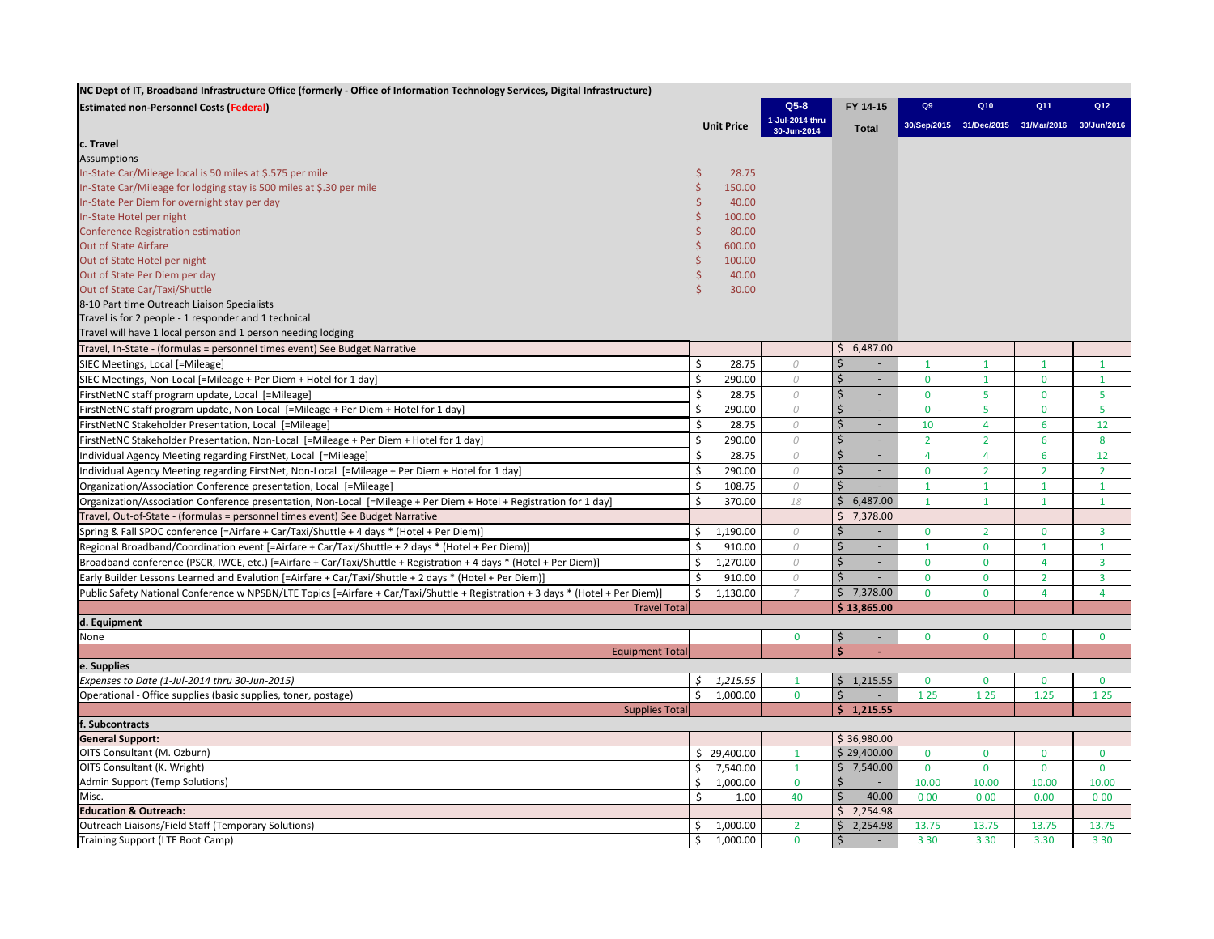| NC Dept of IT, Broadband Infrastructure Office (formerly - Office of Information Technology Services, Digital Infrastructure) | | | | | | | |
|---|---|---|---|---|---|---|---|
| **Estimated non-Personnel Costs (Federal)** | Unit Price | Q5-8<br>1-Jul-2014 thru 30-Jun-2014 | FY 14-15<br>Total | Q9<br>30/Sep/2015 | Q10<br>31/Dec/2015 | Q11<br>31/Mar/2016 | Q12<br>30/Jun/2016 |
| **c. Travel** | | | | | | | |
| Assumptions | | | | | | | |
| In-State Car/Mileage local is 50 miles at $.575 per mile | $ 28.75 | | | | | | |
| In-State Car/Mileage for lodging stay is 500 miles at $.30 per mile | $ 150.00 | | | | | | |
| In-State Per Diem for overnight stay per day | $ 40.00 | | | | | | |
| In-State Hotel per night | $ 100.00 | | | | | | |
| Conference Registration estimation | $ 80.00 | | | | | | |
| Out of State Airfare | $ 600.00 | | | | | | |
| Out of State Hotel per night | $ 100.00 | | | | | | |
| Out of State Per Diem per day | $ 40.00 | | | | | | |
| Out of State Car/Taxi/Shuttle | $ 30.00 | | | | | | |
| 8-10 Part time Outreach Liaison Specialists | | | | | | | |
| Travel is for 2 people - 1 responder and 1 technical | | | | | | | |
| Travel will have 1 local person and 1 person needing lodging | | | | | | | |
| Travel, In-State - (formulas = personnel times event) See Budget Narrative | | | $ 6,487.00 | | | | |
| SIEC Meetings, Local [=Mileage] | $ 28.75 | 0 | $ - | 1 | 1 | 1 | 1 |
| SIEC Meetings, Non-Local [=Mileage + Per Diem + Hotel for 1 day] | $ 290.00 | 0 | $ - | 0 | 1 | 0 | 1 |
| FirstNetNC staff program update, Local [=Mileage] | $ 28.75 | 0 | $ - | 0 | 5 | 0 | 5 |
| FirstNetNC staff program update, Non-Local [=Mileage + Per Diem + Hotel for 1 day] | $ 290.00 | 0 | $ - | 0 | 5 | 0 | 5 |
| FirstNetNC Stakeholder Presentation, Local [=Mileage] | $ 28.75 | 0 | $ - | 10 | 4 | 6 | 12 |
| FirstNetNC Stakeholder Presentation, Non-Local [=Mileage + Per Diem + Hotel for 1 day] | $ 290.00 | 0 | $ - | 2 | 2 | 6 | 8 |
| Individual Agency Meeting regarding FirstNet, Local [=Mileage] | $ 28.75 | 0 | $ - | 4 | 4 | 6 | 12 |
| Individual Agency Meeting regarding FirstNet, Non-Local [=Mileage + Per Diem + Hotel for 1 day] | $ 290.00 | 0 | $ - | 0 | 2 | 2 | 2 |
| Organization/Association Conference presentation, Local [=Mileage] | $ 108.75 | 0 | $ - | 1 | 1 | 1 | 1 |
| Organization/Association Conference presentation, Non-Local [=Mileage + Per Diem + Hotel + Registration for 1 day] | $ 370.00 | 18 | $ 6,487.00 | 1 | 1 | 1 | 1 |
| Travel, Out-of-State - (formulas = personnel times event) See Budget Narrative | | | $ 7,378.00 | | | | |
| Spring & Fall SPOC conference [=Airfare + Car/Taxi/Shuttle + 4 days * (Hotel + Per Diem)] | $ 1,190.00 | 0 | $ - | 0 | 2 | 0 | 3 |
| Regional Broadband/Coordination event [=Airfare + Car/Taxi/Shuttle + 2 days * (Hotel + Per Diem)] | $ 910.00 | 0 | $ - | 1 | 0 | 1 | 1 |
| Broadband conference (PSCR, IWCE, etc.) [=Airfare + Car/Taxi/Shuttle + Registration + 4 days * (Hotel + Per Diem)] | $ 1,270.00 | 0 | $ - | 0 | 0 | 4 | 3 |
| Early Builder Lessons Learned and Evalution [=Airfare + Car/Taxi/Shuttle + 2 days * (Hotel + Per Diem)] | $ 910.00 | 0 | $ - | 0 | 0 | 2 | 3 |
| Public Safety National Conference w NPSBN/LTE Topics [=Airfare + Car/Taxi/Shuttle + Registration + 3 days * (Hotel + Per Diem)] | $ 1,130.00 | 7 | $ 7,378.00 | 0 | 0 | 4 | 4 |
| Travel Total | | | **$ 13,865.00** | | | | |
| **d. Equipment** | | | | | | | |
| None | | 0 | $ - | 0 | 0 | 0 | 0 |
| Equipment Total | | | **$ -** | | | | |
| **e. Supplies** | | | | | | | |
| *Expenses to Date (1-Jul-2014 thru 30-Jun-2015)* | *$ 1,215.55* | 1 | $ 1,215.55 | 0 | 0 | 0 | 0 |
| Operational - Office supplies (basic supplies, toner, postage) | $ 1,000.00 | 0 | $ - | 1.25 | 1.25 | 1.25 | 1.25 |
| Supplies Total | | | **$ 1,215.55** | | | | |
| **f. Subcontracts** | | | | | | | |
| **General Support:** | | | $ 36,980.00 | | | | |
| OITS Consultant (M. Ozburn) | $ 29,400.00 | 1 | $ 29,400.00 | 0 | 0 | 0 | 0 |
| OITS Consultant (K. Wright) | $ 7,540.00 | 1 | $ 7,540.00 | 0 | 0 | 0 | 0 |
| Admin Support (Temp Solutions) | $ 1,000.00 | 0 | $ - | 10.00 | 10.00 | 10.00 | 10.00 |
| Misc. | $ 1.00 | 40 | $ 40.00 | 0.00 | 0.00 | 0.00 | 0.00 |
| **Education & Outreach:** | | | $ 2,254.98 | | | | |
| Outreach Liaisons/Field Staff (Temporary Solutions) | $ 1,000.00 | 2 | $ 2,254.98 | 13.75 | 13.75 | 13.75 | 13.75 |
| Training Support (LTE Boot Camp) | $ 1,000.00 | 0 | $ - | 3.30 | 3.30 | 3.30 | 3.30 |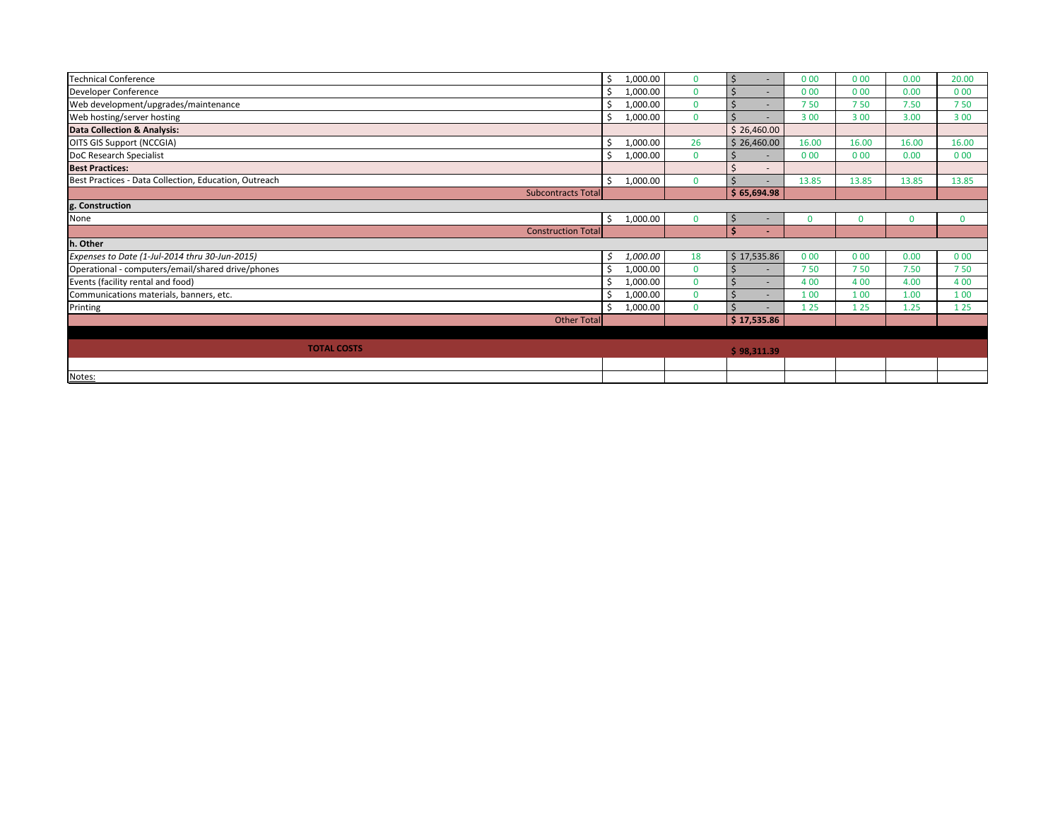| | | | | | | | |
|---|---|---|---|---|---|---|---|
| Technical Conference | $ 1,000.00 | 0 | $ - | 0 00 | 0 00 | 0.00 | 20.00 |
| Developer Conference | $ 1,000.00 | 0 | $ - | 0 00 | 0 00 | 0.00 | 0 00 |
| Web development/upgrades/maintenance | $ 1,000.00 | 0 | $ - | 7 50 | 7 50 | 7.50 | 7 50 |
| Web hosting/server hosting | $ 1,000.00 | 0 | $ - | 3 00 | 3 00 | 3.00 | 3 00 |
| **Data Collection & Analysis:** | | | $ 26,460.00 | | | | |
| OITS GIS Support (NCCGIA) | $ 1,000.00 | 26 | $ 26,460.00 | 16.00 | 16.00 | 16.00 | 16.00 |
| DoC Research Specialist | $ 1,000.00 | 0 | $ - | 0 00 | 0 00 | 0.00 | 0 00 |
| **Best Practices:** | | | $ - | | | | |
| Best Practices - Data Collection, Education, Outreach | $ 1,000.00 | 0 | $ - | 13.85 | 13.85 | 13.85 | 13.85 |
| Subcontracts Total | | | **$ 65,694.98** | | | | |
| **g. Construction** | | | | | | | |
| None | $ 1,000.00 | 0 | $ - | 0 | 0 | 0 | 0 |
| Construction Total | | | **$ -** | | | | |
| **h. Other** | | | | | | | |
| *Expenses to Date (1-Jul-2014 thru 30-Jun-2015)* | *$ 1,000.00* | 18 | $ 17,535.86 | 0 00 | 0 00 | 0.00 | 0 00 |
| Operational - computers/email/shared drive/phones | $ 1,000.00 | 0 | $ - | 7 50 | 7 50 | 7.50 | 7 50 |
| Events (facility rental and food) | $ 1,000.00 | 0 | $ - | 4 00 | 4 00 | 4.00 | 4 00 |
| Communications materials, banners, etc. | $ 1,000.00 | 0 | $ - | 1 00 | 1 00 | 1.00 | 1 00 |
| Printing | $ 1,000.00 | 0 | $ - | 1 25 | 1 25 | 1.25 | 1 25 |
| Other Total | | | **$ 17,535.86** | | | | |
| | | | | | | | |
| **TOTAL COSTS** | | | **$ 98,311.39** | | | | |
| | | | | | | | |
| Notes: | | | | | | | |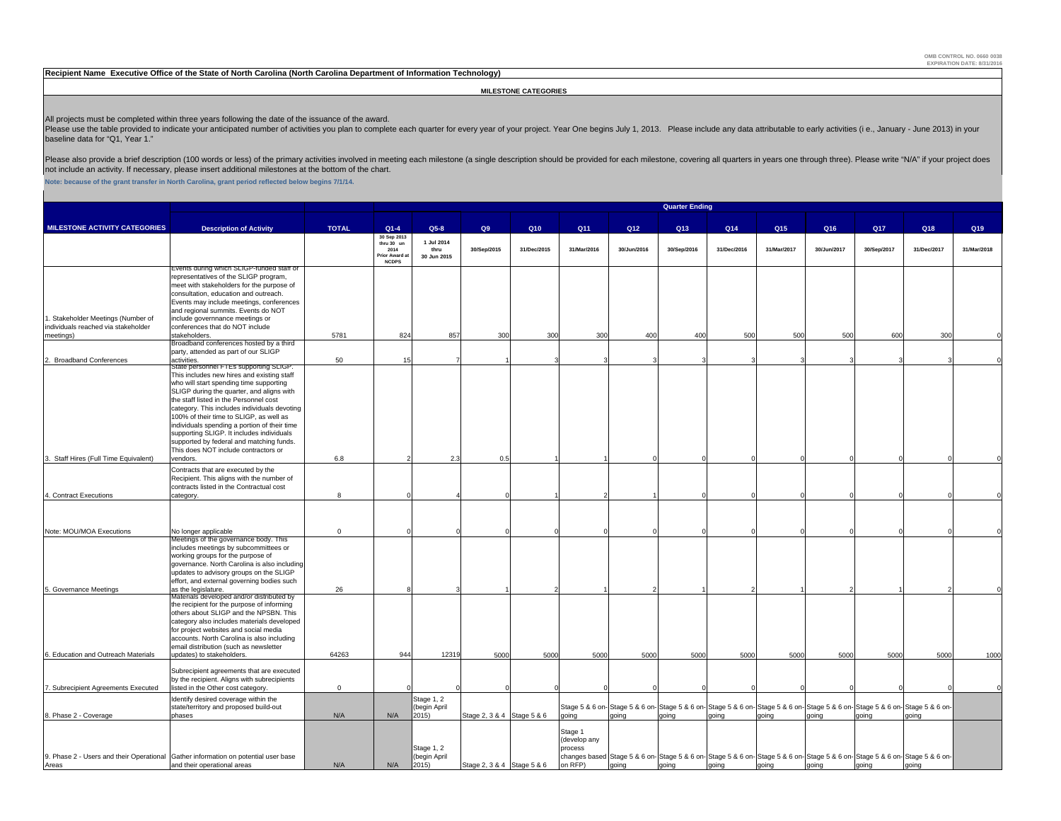OMB CONTROL NO. 0660 0038
EXPIRATION DATE: 8/31/2016

**Recipient Name Executive Office of the State of North Carolina (North Carolina Department of Information Technology)**

**MILESTONE CATEGORIES**

All projects must be completed within three years following the date of the issuance of the award.
Please use the table provided to indicate your anticipated number of activities you plan to complete each quarter for every year of your project. Year One begins July 1, 2013. Please include any data attributable to early activities (i e., January - June 2013) in your baseline data for "Q1, Year 1."

Please also provide a brief description (100 words or less) of the primary activities involved in meeting each milestone (a single description should be provided for each milestone, covering all quarters in years one through three). Please write "N/A" if your project does not include an activity. If necessary, please insert additional milestones at the bottom of the chart.

**Note: because of the grant transfer in North Carolina, grant period reflected below begins 7/1/14.**

| MILESTONE ACTIVITY CATEGORIES | Description of Activity | TOTAL | Quarter Ending | | | | | | | | | | | | |
|---|---|---|---|---|---|---|---|---|---|---|---|---|---|---|---|
| | | | Q1-4 | Q5-8 | Q9 | Q10 | Q11 | Q12 | Q13 | Q14 | Q15 | Q16 | Q17 | Q18 | Q19 |
| | | | 30 Sep 2013 thru 30 Jun 2014 Prior Award at NCDPS | 1 Jul 2014 thru 30 Jun 2015 | 30/Sep/2015 | 31/Dec/2015 | 31/Mar/2016 | 30/Jun/2016 | 30/Sep/2016 | 31/Dec/2016 | 31/Mar/2017 | 30/Jun/2017 | 30/Sep/2017 | 31/Dec/2017 | 31/Mar/2018 |
| 1. Stakeholder Meetings (Number of individuals reached via stakeholder meetings) | Events during which SLIGP-funded staff or representatives of the SLIGP program, meet with stakeholders for the purpose of consultation, education and outreach. Events may include meetings, conferences and regional summits. Events do NOT include governnance meetings or conferences that do NOT include stakeholders. | 5781 | 824 | 857 | 300 | 300 | 300 | 400 | 400 | 500 | 500 | 500 | 600 | 300 | 0 |
| 2. Broadband Conferences | Broadband conferences hosted by a third party, attended as part of our SLIGP activities. | 50 | 15 | 7 | 1 | 3 | 3 | 3 | 3 | 3 | 3 | 3 | 3 | 3 | 0 |
| 3. Staff Hires (Full Time Equivalent) | State personnel FTEs supporting SLIGP. This includes new hires and existing staff who will start spending time supporting SLIGP during the quarter, and aligns with the staff listed in the Personnel cost category. This includes individuals devoting 100% of their time to SLIGP, as well as individuals spending a portion of their time supporting SLIGP. It includes individuals supported by federal and matching funds. This does NOT include contractors or vendors. | 6.8 | 2 | 2.3 | 0.5 | 1 | 1 | 0 | 0 | 0 | 0 | 0 | 0 | 0 | 0 |
| 4. Contract Executions | Contracts that are executed by the Recipient. This aligns with the number of contracts listed in the Contractual cost category. | 8 | 0 | 4 | 0 | 1 | 2 | 1 | 0 | 0 | 0 | 0 | 0 | 0 | 0 |
| Note: MOU/MOA Executions | No longer applicable | 0 | 0 | 0 | 0 | 0 | 0 | 0 | 0 | 0 | 0 | 0 | 0 | 0 | 0 |
| 5. Governance Meetings | Meetings of the governance body. This includes meetings by subcommittees or working groups for the purpose of governance. North Carolina is also including updates to advisory groups on the SLIGP effort, and external governing bodies such as the legislature. | 26 | 8 | 3 | 1 | 2 | 1 | 2 | 1 | 2 | 1 | 2 | 1 | 2 | 0 |
| 6. Education and Outreach Materials | Materials developed and/or distributed by the recipient for the purpose of informing others about SLIGP and the NPSBN. This category also includes materials developed for project websites and social media accounts. North Carolina is also including email distribution (such as newsletter updates) to stakeholders. | 64263 | 944 | 12319 | 5000 | 5000 | 5000 | 5000 | 5000 | 5000 | 5000 | 5000 | 5000 | 5000 | 1000 |
| 7. Subrecipient Agreements Executed | Subrecipient agreements that are executed by the recipient. Aligns with subrecipients listed in the Other cost category. | 0 | 0 | 0 | 0 | 0 | 0 | 0 | 0 | 0 | 0 | 0 | 0 | 0 | 0 |
| 8. Phase 2 - Coverage | Identify desired coverage within the state/territory and proposed build-out phases | N/A | N/A | Stage 1, 2 (begin April 2015) | Stage 2, 3 & 4 | Stage 5 & 6 | Stage 5 & 6 on-going | Stage 5 & 6 on-going | Stage 5 & 6 on-going | Stage 5 & 6 on-going | Stage 5 & 6 on-going | Stage 5 & 6 on-going | Stage 5 & 6 on-going | Stage 5 & 6 on-going | |
| 9. Phase 2 - Users and their Operational Areas | Gather information on potential user base and their operational areas | N/A | N/A | Stage 1, 2 (begin April 2015) | Stage 2, 3 & 4 | Stage 5 & 6 | Stage 1 (develop any process changes based on RFP) | Stage 5 & 6 on-going | Stage 5 & 6 on-going | Stage 5 & 6 on-going | Stage 5 & 6 on-going | Stage 5 & 6 on-going | Stage 5 & 6 on-going | Stage 5 & 6 on-going | |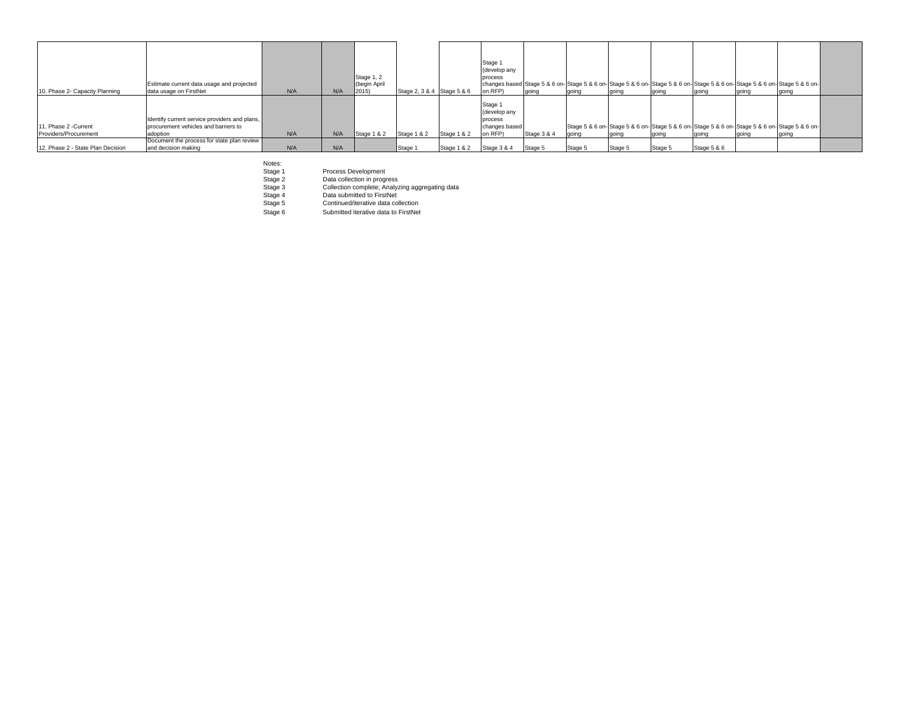| | | | | | | | | | | | | | | | |
|---|---|---|---|---|---|---|---|---|---|---|---|---|---|---|---|
| 10. Phase 2- Capacity Planning | Estimate current data usage and projected data usage on FirstNet | N/A | N/A | Stage 1, 2 (begin April 2015) | Stage 2, 3 & 4 | Stage 5 & 6 | Stage 1 (develop any process changes based on RFP) | Stage 5 & 6 on-going | Stage 5 & 6 on-going | Stage 5 & 6 on-going | Stage 5 & 6 on-going | Stage 5 & 6 on-going | Stage 5 & 6 on-going | Stage 5 & 6 on-going | |
| 11. Phase 2 -Current Providers/Procurement | Identify current service providers and plans, procurement vehicles and barriers to adoption | N/A | N/A | Stage 1 & 2 | Stage 1 & 2 | Stage 1 & 2 | Stage 1 (develop any process changes based on RFP) | Stage 3 & 4 | Stage 5 & 6 on-going | Stage 5 & 6 on-going | Stage 5 & 6 on-going | Stage 5 & 6 on-going | Stage 5 & 6 on-going | Stage 5 & 6 on-going | |
| 12. Phase 2 - State Plan Decision | Document the process for state plan review and decision making | N/A | N/A | | Stage 1 | Stage 1 & 2 | Stage 3 & 4 | Stage 5 | Stage 5 | Stage 5 | Stage 5 | Stage 5 & 6 | | | |

Notes:

| | |
|---|---|
| Stage 1 | Process Development |
| Stage 2 | Data collection in progress |
| Stage 3 | Collection complete; Analyzing aggregating data |
| Stage 4 | Data submitted to FirstNet |
| Stage 5 | Continued/iterative data collection |
| Stage 6 | Submitted iterative data to FirstNet |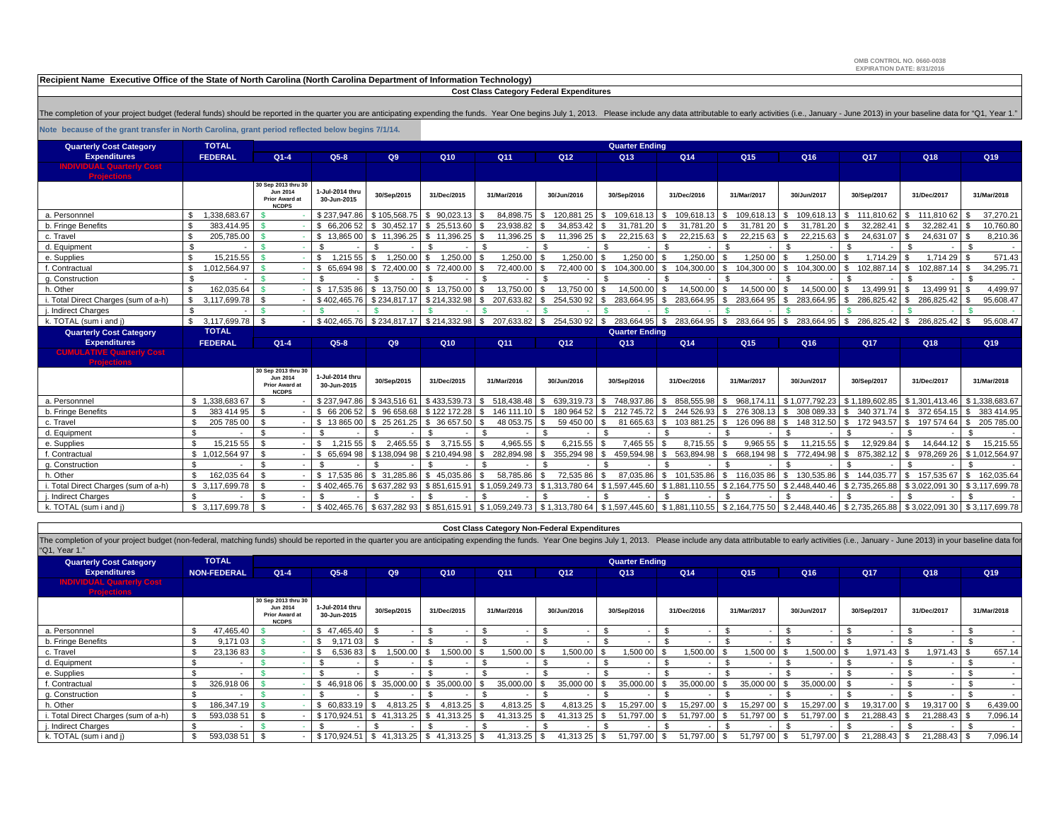OMB CONTROL NO. 0660-0038
EXPIRATION DATE: 8/31/2016

**Recipient Name Executive Office of the State of North Carolina (North Carolina Department of Information Technology)**

**Cost Class Category Federal Expenditures**

The completion of your project budget (federal funds) should be reported in the quarter you are anticipating expending the funds. Year One begins July 1, 2013. Please include any data attributable to early activities (i.e., January - June 2013) in your baseline data for "Q1, Year 1."

**Note because of the grant transfer in North Carolina, grant period reflected below begins 7/1/14.**

| Quarterly Cost Category Expenditures INDIVIDUAL Quarterly Cost Projections | TOTAL FEDERAL | Q1-4 | Q5-8 | Q9 | Q10 | Q11 | Q12 | Q13 | Q14 | Q15 | Q16 | Q17 | Q18 | Q19 |
|---|---|---|---|---|---|---|---|---|---|---|---|---|---|---|
| | | 30 Sep 2013 thru 30 Jun 2014 Prior Award at NCDPS | 1-Jul-2014 thru 30-Jun-2015 | 30/Sep/2015 | 31/Dec/2015 | 31/Mar/2016 | 30/Jun/2016 | 30/Sep/2016 | 31/Dec/2016 | 31/Mar/2017 | 30/Jun/2017 | 30/Sep/2017 | 31/Dec/2017 | 31/Mar/2018 |
| a. Personnnel | $ 1,338,683.67 | $ - | $ 237,947.86 | $ 105,568.75 | $ 90,023.13 | $ 84,898.75 | $ 120,881.25 | $ 109,618.13 | $ 109,618.13 | $ 109,618.13 | $ 109,618.13 | $ 111,810.62 | $ 111,810.62 | $ 37,270.21 |
| b. Fringe Benefits | $ 383,414.95 | $ - | $ 66,206.52 | $ 30,452.17 | $ 25,513.60 | $ 23,938.82 | $ 34,853.42 | $ 31,781.20 | $ 31,781.20 | $ 31,781.20 | $ 31,781.20 | $ 32,282.41 | $ 32,282.41 | $ 10,760.80 |
| c. Travel | $ 205,785.00 | $ - | $ 13,865.00 | $ 11,396.25 | $ 11,396.25 | $ 11,396.25 | $ 11,396.25 | $ 22,215.63 | $ 22,215.63 | $ 22,215.63 | $ 22,215.63 | $ 24,631.07 | $ 24,631.07 | $ 8,210.36 |
| d. Equipment | $ - | $ - | $ - | $ - | $ - | $ - | $ - | $ - | $ - | $ - | $ - | $ - | $ - | $ - |
| e. Supplies | $ 15,215.55 | $ - | $ 1,215.55 | $ 1,250.00 | $ 1,250.00 | $ 1,250.00 | $ 1,250.00 | $ 1,250.00 | $ 1,250.00 | $ 1,250.00 | $ 1,250.00 | $ 1,714.29 | $ 1,714.29 | $ 571.43 |
| f. Contractual | $ 1,012,564.97 | $ - | $ 65,694.98 | $ 72,400.00 | $ 72,400.00 | $ 72,400.00 | $ 72,400.00 | $ 104,300.00 | $ 104,300.00 | $ 104,300.00 | $ 104,300.00 | $ 102,887.14 | $ 102,887.14 | $ 34,295.71 |
| g. Construction | $ - | $ - | $ - | $ - | $ - | $ - | $ - | $ - | $ - | $ - | $ - | $ - | $ - | $ - |
| h. Other | $ 162,035.64 | $ - | $ 17,535.86 | $ 13,750.00 | $ 13,750.00 | $ 13,750.00 | $ 13,750.00 | $ 14,500.00 | $ 14,500.00 | $ 14,500.00 | $ 14,500.00 | $ 13,499.91 | $ 13,499.91 | $ 4,499.97 |
| i. Total Direct Charges (sum of a-h) | $ 3,117,699.78 | $ - | $ 402,465.76 | $ 234,817.17 | $ 214,332.98 | $ 207,633.82 | $ 254,530.92 | $ 283,664.95 | $ 283,664.95 | $ 283,664.95 | $ 283,664.95 | $ 286,825.42 | $ 286,825.42 | $ 95,608.47 |
| j. Indirect Charges | $ - | $ - | $ - | $ - | $ - | $ - | $ - | $ - | $ - | $ - | $ - | $ - | $ - | $ - |
| k. TOTAL (sum i and j) | $ 3,117,699.78 | $ - | $ 402,465.76 | $ 234,817.17 | $ 214,332.98 | $ 207,633.82 | $ 254,530.92 | $ 283,664.95 | $ 283,664.95 | $ 283,664.95 | $ 283,664.95 | $ 286,825.42 | $ 286,825.42 | $ 95,608.47 |

| Quarterly Cost Category Expenditures CUMULATIVE Quarterly Cost Projections | TOTAL FEDERAL | Q1-4 | Q5-8 | Q9 | Q10 | Q11 | Q12 | Q13 | Q14 | Q15 | Q16 | Q17 | Q18 | Q19 |
|---|---|---|---|---|---|---|---|---|---|---|---|---|---|---|
| | | 30 Sep 2013 thru 30 Jun 2014 Prior Award at NCDPS | 1-Jul-2014 thru 30-Jun-2015 | 30/Sep/2015 | 31/Dec/2015 | 31/Mar/2016 | 30/Jun/2016 | 30/Sep/2016 | 31/Dec/2016 | 31/Mar/2017 | 30/Jun/2017 | 30/Sep/2017 | 31/Dec/2017 | 31/Mar/2018 |
| a. Personnnel | $ 1,338,683.67 | $ - | $ 237,947.86 | $ 343,516.61 | $ 433,539.73 | $ 518,438.48 | $ 639,319.73 | $ 748,937.86 | $ 858,555.98 | $ 968,174.11 | $ 1,077,792.23 | $ 1,189,602.85 | $ 1,301,413.46 | $ 1,338,683.67 |
| b. Fringe Benefits | $ 383,414.95 | $ - | $ 66,206.52 | $ 96,658.68 | $ 122,172.28 | $ 146,111.10 | $ 180,964.52 | $ 212,745.72 | $ 244,526.93 | $ 276,308.13 | $ 308,089.33 | $ 340,371.74 | $ 372,654.15 | $ 383,414.95 |
| c. Travel | $ 205,785.00 | $ - | $ 13,865.00 | $ 25,261.25 | $ 36,657.50 | $ 48,053.75 | $ 59,450.00 | $ 81,665.63 | $ 103,881.25 | $ 126,096.88 | $ 148,312.50 | $ 172,943.57 | $ 197,574.64 | $ 205,785.00 |
| d. Equipment | $ - | $ - | $ - | $ - | $ - | $ - | $ - | $ - | $ - | $ - | $ - | $ - | $ - | $ - |
| e. Supplies | $ 15,215.55 | $ - | $ 1,215.55 | $ 2,465.55 | $ 3,715.55 | $ 4,965.55 | $ 6,215.55 | $ 7,465.55 | $ 8,715.55 | $ 9,965.55 | $ 11,215.55 | $ 12,929.84 | $ 14,644.12 | $ 15,215.55 |
| f. Contractual | $ 1,012,564.97 | $ - | $ 65,694.98 | $ 138,094.98 | $ 210,494.98 | $ 282,894.98 | $ 355,294.98 | $ 459,594.98 | $ 563,894.98 | $ 668,194.98 | $ 772,494.98 | $ 875,382.12 | $ 978,269.26 | $ 1,012,564.97 |
| g. Construction | $ - | $ - | $ - | $ - | $ - | $ - | $ - | $ - | $ - | $ - | $ - | $ - | $ - | $ - |
| h. Other | $ 162,035.64 | $ - | $ 17,535.86 | $ 31,285.86 | $ 45,035.86 | $ 58,785.86 | $ 72,535.86 | $ 87,035.86 | $ 101,535.86 | $ 116,035.86 | $ 130,535.86 | $ 144,035.77 | $ 157,535.67 | $ 162,035.64 |
| i. Total Direct Charges (sum of a-h) | $ 3,117,699.78 | $ - | $ 402,465.76 | $ 637,282.93 | $ 851,615.91 | $ 1,059,249.73 | $ 1,313,780.64 | $ 1,597,445.60 | $ 1,881,110.55 | $ 2,164,775.50 | $ 2,448,440.46 | $ 2,735,265.88 | $ 3,022,091.30 | $ 3,117,699.78 |
| j. Indirect Charges | $ - | $ - | $ - | $ - | $ - | $ - | $ - | $ - | $ - | $ - | $ - | $ - | $ - | $ - |
| k. TOTAL (sum i and j) | $ 3,117,699.78 | $ - | $ 402,465.76 | $ 637,282.93 | $ 851,615.91 | $ 1,059,249.73 | $ 1,313,780.64 | $ 1,597,445.60 | $ 1,881,110.55 | $ 2,164,775.50 | $ 2,448,440.46 | $ 2,735,265.88 | $ 3,022,091.30 | $ 3,117,699.78 |

**Cost Class Category Non-Federal Expenditures**

The completion of your project budget (non-federal, matching funds) should be reported in the quarter you are anticipating expending the funds. Year One begins July 1, 2013. Please include any data attributable to early activities (i.e., January - June 2013) in your baseline data for "Q1, Year 1."

| Quarterly Cost Category Expenditures INDIVIDUAL Quarterly Cost Projections | TOTAL NON-FEDERAL | Q1-4 | Q5-8 | Q9 | Q10 | Q11 | Q12 | Q13 | Q14 | Q15 | Q16 | Q17 | Q18 | Q19 |
|---|---|---|---|---|---|---|---|---|---|---|---|---|---|---|
| | | 30 Sep 2013 thru 30 Jun 2014 Prior Award at NCDPS | 1-Jul-2014 thru 30-Jun-2015 | 30/Sep/2015 | 31/Dec/2015 | 31/Mar/2016 | 30/Jun/2016 | 30/Sep/2016 | 31/Dec/2016 | 31/Mar/2017 | 30/Jun/2017 | 30/Sep/2017 | 31/Dec/2017 | 31/Mar/2018 |
| a. Personnnel | $ 47,465.40 | $ - | $ 47,465.40 | $ - | $ - | $ - | $ - | $ - | $ - | $ - | $ - | $ - | $ - | $ - |
| b. Fringe Benefits | $ 9,171.03 | $ - | $ 9,171.03 | $ - | $ - | $ - | $ - | $ - | $ - | $ - | $ - | $ - | $ - | $ - |
| c. Travel | $ 23,136.83 | $ - | $ 6,536.83 | $ 1,500.00 | $ 1,500.00 | $ 1,500.00 | $ 1,500.00 | $ 1,500.00 | $ 1,500.00 | $ 1,500.00 | $ 1,500.00 | $ 1,971.43 | $ 1,971.43 | $ 657.14 |
| d. Equipment | $ - | $ - | $ - | $ - | $ - | $ - | $ - | $ - | $ - | $ - | $ - | $ - | $ - | $ - |
| e. Supplies | $ - | $ - | $ - | $ - | $ - | $ - | $ - | $ - | $ - | $ - | $ - | $ - | $ - | $ - |
| f. Contractual | $ 326,918.06 | $ - | $ 46,918.06 | $ 35,000.00 | $ 35,000.00 | $ 35,000.00 | $ 35,000.00 | $ 35,000.00 | $ 35,000.00 | $ 35,000.00 | $ 35,000.00 | $ - | $ - | $ - |
| g. Construction | $ - | $ - | $ - | $ - | $ - | $ - | $ - | $ - | $ - | $ - | $ - | $ - | $ - | $ - |
| h. Other | $ 186,347.19 | $ - | $ 60,833.19 | $ 4,813.25 | $ 4,813.25 | $ 4,813.25 | $ 4,813.25 | $ 15,297.00 | $ 15,297.00 | $ 15,297.00 | $ 15,297.00 | $ 19,317.00 | $ 19,317.00 | $ 6,439.00 |
| i. Total Direct Charges (sum of a-h) | $ 593,038.51 | $ - | $ 170,924.51 | $ 41,313.25 | $ 41,313.25 | $ 41,313.25 | $ 41,313.25 | $ 51,797.00 | $ 51,797.00 | $ 51,797.00 | $ 51,797.00 | $ 21,288.43 | $ 21,288.43 | $ 7,096.14 |
| j. Indirect Charges | $ - | $ - | $ - | $ - | $ - | $ - | $ - | $ - | $ - | $ - | $ - | $ - | $ - | $ - |
| k. TOTAL (sum i and j) | $ 593,038.51 | $ - | $ 170,924.51 | $ 41,313.25 | $ 41,313.25 | $ 41,313.25 | $ 41,313.25 | $ 51,797.00 | $ 51,797.00 | $ 51,797.00 | $ 51,797.00 | $ 21,288.43 | $ 21,288.43 | $ 7,096.14 |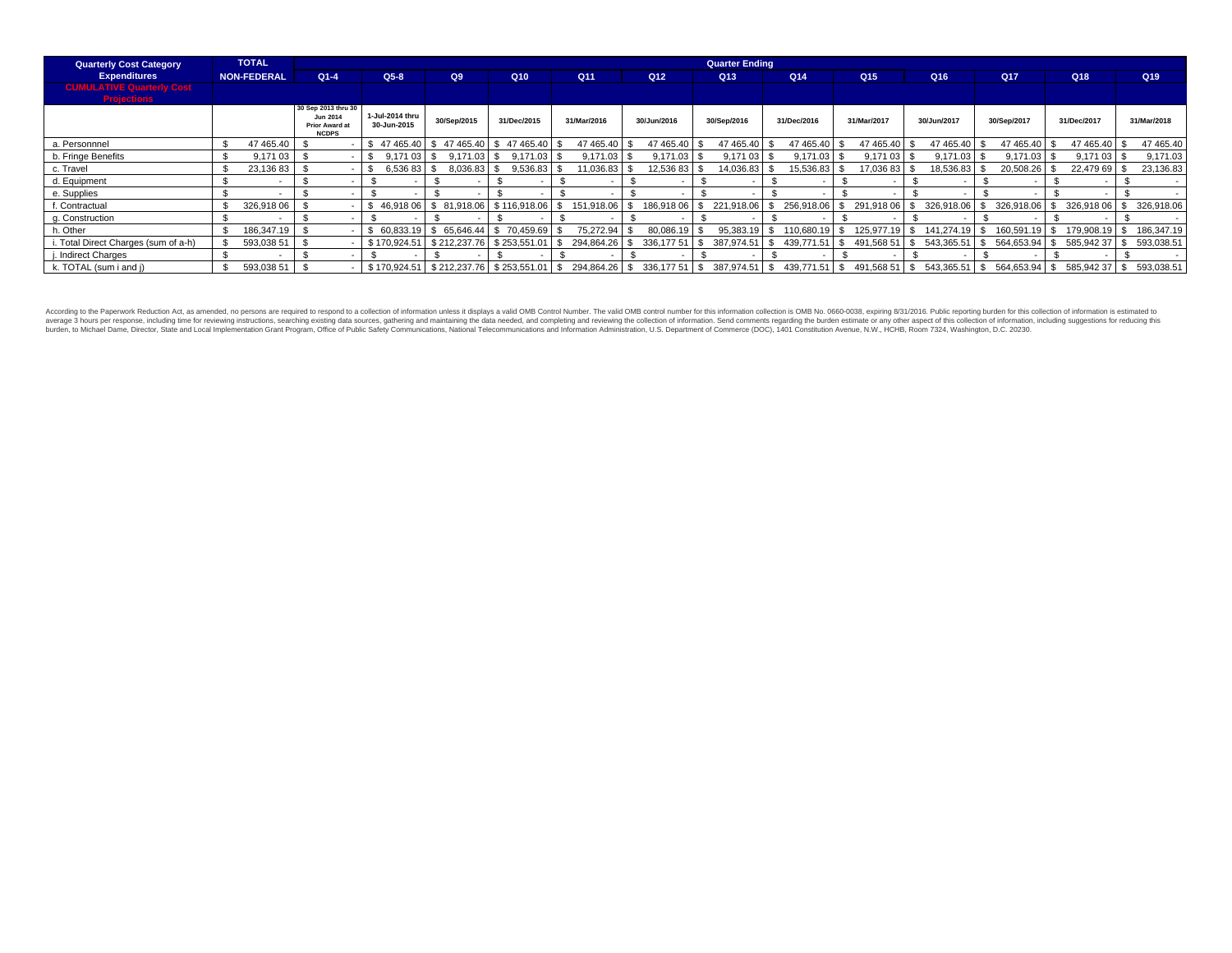| Quarterly Cost Category Expenditures | TOTAL NON-FEDERAL | Quarter Ending | | | | | | | | | | | | |
|---|---|---|---|---|---|---|---|---|---|---|---|---|---|---|
| | | Q1-4 | Q5-8 | Q9 | Q10 | Q11 | Q12 | Q13 | Q14 | Q15 | Q16 | Q17 | Q18 | Q19 |
| CUMULATIVE Quarterly Cost Projections | | | | | | | | | | | | | | |
| | | 30 Sep 2013 thru 30 Jun 2014 Prior Award at NCDPS | 1-Jul-2014 thru 30-Jun-2015 | 30/Sep/2015 | 31/Dec/2015 | 31/Mar/2016 | 30/Jun/2016 | 30/Sep/2016 | 31/Dec/2016 | 31/Mar/2017 | 30/Jun/2017 | 30/Sep/2017 | 31/Dec/2017 | 31/Mar/2018 |
| a. Personnnel | $ 47 465.40 | $ - | $ 47 465.40 | $ 47 465.40 | $ 47 465.40 | $ 47 465.40 | $ 47 465.40 | $ 47 465.40 | $ 47 465.40 | $ 47 465.40 | $ 47 465.40 | $ 47 465.40 | $ 47 465.40 | $ 47 465.40 |
| b. Fringe Benefits | $ 9,171 03 | $ - | $ 9,171 03 | $ 9,171.03 | $ 9,171.03 | $ 9,171.03 | $ 9,171.03 | $ 9,171 03 | $ 9,171.03 | $ 9,171 03 | $ 9,171.03 | $ 9,171.03 | $ 9,171 03 | $ 9,171.03 |
| c. Travel | $ 23,136 83 | $ - | $ 6,536 83 | $ 8,036.83 | $ 9,536.83 | $ 11,036.83 | $ 12,536 83 | $ 14,036.83 | $ 15,536.83 | $ 17,036 83 | $ 18,536.83 | $ 20,508.26 | $ 22,479 69 | $ 23,136.83 |
| d. Equipment | $ - | $ - | $ - | $ - | $ - | $ - | $ - | $ - | $ - | $ - | $ - | $ - | $ - | $ - |
| e. Supplies | $ - | $ - | $ - | $ - | $ - | $ - | $ - | $ - | $ - | $ - | $ - | $ - | $ - | $ - |
| f. Contractual | $ 326,918 06 | $ - | $ 46,918 06 | $ 81,918.06 | $ 116,918.06 | $ 151,918.06 | $ 186,918 06 | $ 221,918.06 | $ 256,918.06 | $ 291,918 06 | $ 326,918.06 | $ 326,918.06 | $ 326,918 06 | $ 326,918.06 |
| g. Construction | $ - | $ - | $ - | $ - | $ - | $ - | $ - | $ - | $ - | $ - | $ - | $ - | $ - | $ - |
| h. Other | $ 186,347.19 | $ - | $ 60,833.19 | $ 65,646.44 | $ 70,459.69 | $ 75,272.94 | $ 80,086.19 | $ 95,383.19 | $ 110,680.19 | $ 125,977.19 | $ 141,274.19 | $ 160,591.19 | $ 179,908.19 | $ 186,347.19 |
| i. Total Direct Charges (sum of a-h) | $ 593,038 51 | $ - | $ 170,924.51 | $ 212,237.76 | $ 253,551.01 | $ 294,864.26 | $ 336,177 51 | $ 387,974.51 | $ 439,771.51 | $ 491,568 51 | $ 543,365.51 | $ 564,653.94 | $ 585,942 37 | $ 593,038.51 |
| j. Indirect Charges | $ - | $ - | $ - | $ - | $ - | $ - | $ - | $ - | $ - | $ - | $ - | $ - | $ - | $ - |
| k. TOTAL (sum i and j) | $ 593,038 51 | $ - | $ 170,924.51 | $ 212,237.76 | $ 253,551.01 | $ 294,864.26 | $ 336,177 51 | $ 387,974.51 | $ 439,771.51 | $ 491,568 51 | $ 543,365.51 | $ 564,653.94 | $ 585,942 37 | $ 593,038.51 |

According to the Paperwork Reduction Act, as amended, no persons are required to respond to a collection of information unless it displays a valid OMB Control Number. The valid OMB control number for this information collection is OMB No. 0660-0038, expiring 8/31/2016. Public reporting burden for this collection of information is estimated to average 3 hours per response, including time for reviewing instructions, searching existing data sources, gathering and maintaining the data needed, and completing and reviewing the collection of information. Send comments regarding the burden estimate or any other aspect of this collection of information, including suggestions for reducing this burden, to Michael Dame, Director, State and Local Implementation Grant Program, Office of Public Safety Communications, National Telecommunications and Information Administration, U.S. Department of Commerce (DOC), 1401 Constitution Avenue, N.W., HCHB, Room 7324, Washington, D.C. 20230.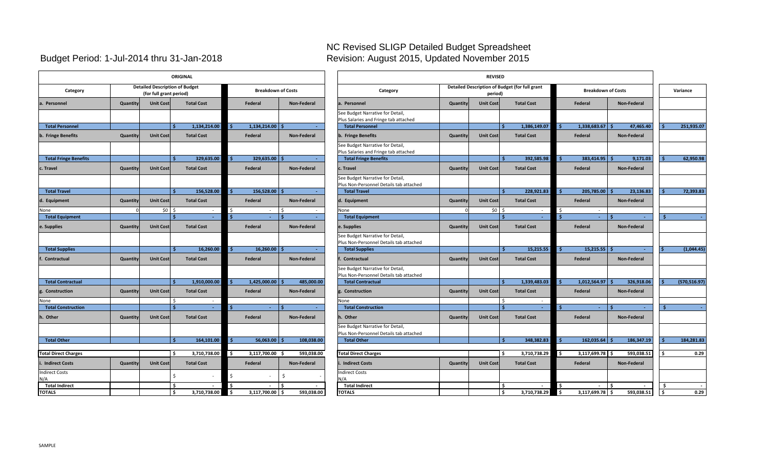# NC Revised SLIGP Detailed Budget Spreadsheet

Budget Period: 1-Jul-2014 thru 31-Jan-2018

Revision: August 2015, Updated November 2015

## ORIGINAL

| Category | Quantity | Unit Cost | Total Cost | Federal | Non-Federal |
|---|---|---|---|---|---|
| | Detailed Description of Budget (for full grant period) | | | Breakdown of Costs | |
| a. Personnel | Quantity | Unit Cost | Total Cost | Federal | Non-Federal |
| | | | | | |
| Total Personnel | | | $ 1,134,214.00 | $ 1,134,214.00 | $ - |
| b. Fringe Benefits | Quantity | Unit Cost | Total Cost | Federal | Non-Federal |
| | | | | | |
| Total Fringe Benefits | | | $ 329,635.00 | $ 329,635.00 | $ - |
| c. Travel | Quantity | Unit Cost | Total Cost | Federal | Non-Federal |
| | | | | | |
| Total Travel | | | $ 156,528.00 | $ 156,528.00 | $ - |
| d. Equipment | Quantity | Unit Cost | Total Cost | Federal | Non-Federal |
| None | 0 | $0 | $ - | $ - | $ - |
| Total Equipment | | | $ - | $ - | $ - |
| e. Supplies | Quantity | Unit Cost | Total Cost | Federal | Non-Federal |
| | | | | | |
| Total Supplies | | | $ 16,260.00 | $ 16,260.00 | $ - |
| f. Contractual | Quantity | Unit Cost | Total Cost | Federal | Non-Federal |
| | | | | | |
| Total Contractual | | | $ 1,910,000.00 | $ 1,425,000.00 | $ 485,000.00 |
| g. Construction | Quantity | Unit Cost | Total Cost | Federal | Non-Federal |
| None | | | $ - | | |
| Total Construction | | | $ - | $ - | $ - |
| h. Other | Quantity | Unit Cost | Total Cost | Federal | Non-Federal |
| | | | | | |
| Total Other | | | $ 164,101.00 | $ 56,063.00 | $ 108,038.00 |
| Total Direct Charges | | | $ 3,710,738.00 | $ 3,117,700.00 | $ 593,038.00 |
| i. Indirect Costs | Quantity | Unit Cost | Total Cost | Federal | Non-Federal |
| Indirect Costs N/A | | | $ - | $ - | $ - |
| Total Indirect | | | $ - | $ - | $ - |
| TOTALS | | | $ 3,710,738.00 | $ 3,117,700.00 | $ 593,038.00 |

## REVISED

| Category | Quantity | Unit Cost | Total Cost | Federal | Non-Federal | Variance |
|---|---|---|---|---|---|---|
| | Detailed Description of Budget (for full grant period) | | | Breakdown of Costs | | Variance |
| a. Personnel | Quantity | Unit Cost | Total Cost | Federal | Non-Federal | |
| See Budget Narrative for Detail, Plus Salaries and Fringe tab attached | | | | | | |
| Total Personnel | | | $ 1,386,149.07 | $ 1,338,683.67 | $ 47,465.40 | $ 251,935.07 |
| b. Fringe Benefits | Quantity | Unit Cost | Total Cost | Federal | Non-Federal | |
| See Budget Narrative for Detail, Plus Salaries and Fringe tab attached | | | | | | |
| Total Fringe Benefits | | | $ 392,585.98 | $ 383,414.95 | $ 9,171.03 | $ 62,950.98 |
| c. Travel | Quantity | Unit Cost | Total Cost | Federal | Non-Federal | |
| See Budget Narrative for Detail, Plus Non-Personnel Details tab attached | | | | | | |
| Total Travel | | | $ 228,921.83 | $ 205,785.00 | $ 23,136.83 | $ 72,393.83 |
| d. Equipment | Quantity | Unit Cost | Total Cost | Federal | Non-Federal | |
| None | 0 | $0 | $ - | $ - | | |
| Total Equipment | | | $ - | $ - | $ - | $ - |
| e. Supplies | Quantity | Unit Cost | Total Cost | Federal | Non-Federal | |
| See Budget Narrative for Detail, Plus Non-Personnel Details tab attached | | | | | | |
| Total Supplies | | | $ 15,215.55 | $ 15,215.55 | $ - | $ (1,044.45) |
| f. Contractual | Quantity | Unit Cost | Total Cost | Federal | Non-Federal | |
| See Budget Narrative for Detail, Plus Non-Personnel Details tab attached | | | | | | |
| Total Contractual | | | $ 1,339,483.03 | $ 1,012,564.97 | $ 326,918.06 | $ (570,516.97) |
| g. Construction | Quantity | Unit Cost | Total Cost | Federal | Non-Federal | |
| None | | | $ - | | | |
| Total Construction | | | $ - | $ - | $ - | $ - |
| h. Other | Quantity | Unit Cost | Total Cost | Federal | Non-Federal | |
| See Budget Narrative for Detail, Plus Non-Personnel Details tab attached | | | | | | |
| Total Other | | | $ 348,382.83 | $ 162,035.64 | $ 186,347.19 | $ 184,281.83 |
| Total Direct Charges | | | $ 3,710,738.29 | $ 3,117,699.78 | $ 593,038.51 | $ 0.29 |
| i. Indirect Costs | Quantity | Unit Cost | Total Cost | Federal | Non-Federal | |
| Indirect Costs N/A | | | | | | |
| Total Indirect | | | $ - | $ - | $ - | $ - |
| TOTALS | | | $ 3,710,738.29 | $ 3,117,699.78 | $ 593,038.51 | $ 0.29 |

SAMPLE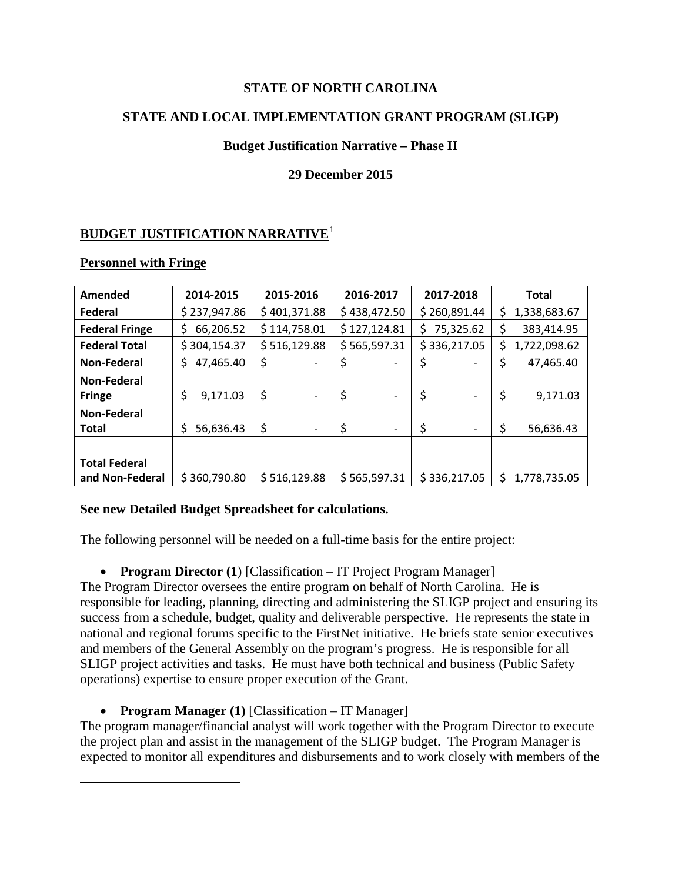**STATE OF NORTH CAROLINA**

**STATE AND LOCAL IMPLEMENTATION GRANT PROGRAM (SLIGP)**

**Budget Justification Narrative – Phase II**

**29 December 2015**

## BUDGET JUSTIFICATION NARRATIVE[1]

### Personnel with Fringe

| Amended | 2014-2015 | 2015-2016 | 2016-2017 | 2017-2018 | Total |
|---|---|---|---|---|---|
| **Federal** | $ 237,947.86 | $ 401,371.88 | $ 438,472.50 | $ 260,891.44 | $ 1,338,683.67 |
| **Federal Fringe** | $ 66,206.52 | $ 114,758.01 | $ 127,124.81 | $ 75,325.62 | $ 383,414.95 |
| **Federal Total** | $ 304,154.37 | $ 516,129.88 | $ 565,597.31 | $ 336,217.05 | $ 1,722,098.62 |
| **Non-Federal** | $ 47,465.40 | $ - | $ - | $ - | $ 47,465.40 |
| **Non-Federal Fringe** | $ 9,171.03 | $ - | $ - | $ - | $ 9,171.03 |
| **Non-Federal Total** | $ 56,636.43 | $ - | $ - | $ - | $ 56,636.43 |
| **Total Federal and Non-Federal** | $ 360,790.80 | $ 516,129.88 | $ 565,597.31 | $ 336,217.05 | $ 1,778,735.05 |

**See new Detailed Budget Spreadsheet for calculations.**

The following personnel will be needed on a full-time basis for the entire project:

- **Program Director (1)** [Classification – IT Project Program Manager]

The Program Director oversees the entire program on behalf of North Carolina. He is responsible for leading, planning, directing and administering the SLIGP project and ensuring its success from a schedule, budget, quality and deliverable perspective. He represents the state in national and regional forums specific to the FirstNet initiative. He briefs state senior executives and members of the General Assembly on the program's progress. He is responsible for all SLIGP project activities and tasks. He must have both technical and business (Public Safety operations) expertise to ensure proper execution of the Grant.

- **Program Manager (1)** [Classification – IT Manager]

The program manager/financial analyst will work together with the Program Director to execute the project plan and assist in the management of the SLIGP budget. The Program Manager is expected to monitor all expenditures and disbursements and to work closely with members of the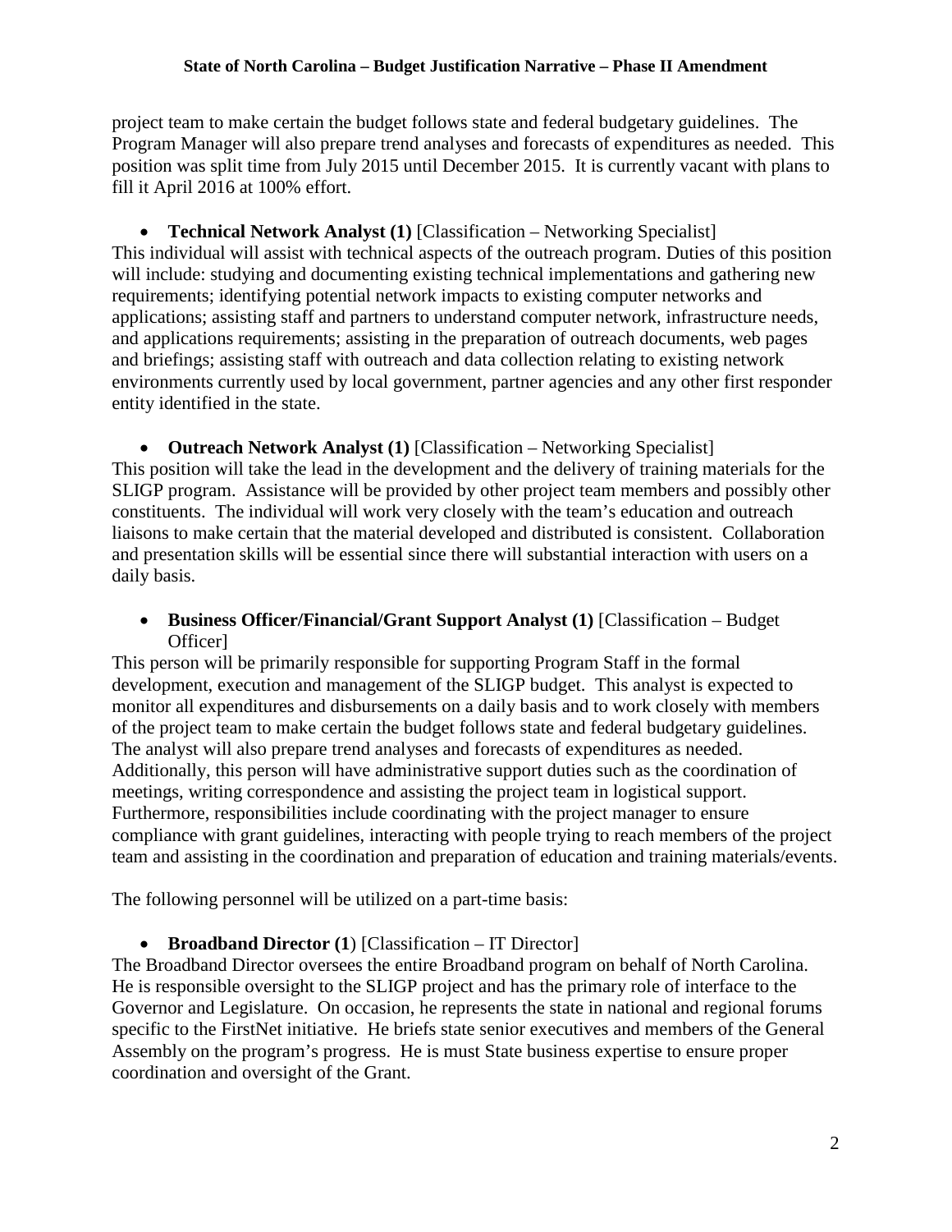project team to make certain the budget follows state and federal budgetary guidelines. The Program Manager will also prepare trend analyses and forecasts of expenditures as needed. This position was split time from July 2015 until December 2015. It is currently vacant with plans to fill it April 2016 at 100% effort.

- **Technical Network Analyst (1)** [Classification – Networking Specialist]

This individual will assist with technical aspects of the outreach program. Duties of this position will include: studying and documenting existing technical implementations and gathering new requirements; identifying potential network impacts to existing computer networks and applications; assisting staff and partners to understand computer network, infrastructure needs, and applications requirements; assisting in the preparation of outreach documents, web pages and briefings; assisting staff with outreach and data collection relating to existing network environments currently used by local government, partner agencies and any other first responder entity identified in the state.

- **Outreach Network Analyst (1)** [Classification – Networking Specialist]

This position will take the lead in the development and the delivery of training materials for the SLIGP program. Assistance will be provided by other project team members and possibly other constituents. The individual will work very closely with the team's education and outreach liaisons to make certain that the material developed and distributed is consistent. Collaboration and presentation skills will be essential since there will substantial interaction with users on a daily basis.

- **Business Officer/Financial/Grant Support Analyst (1)** [Classification – Budget Officer]

This person will be primarily responsible for supporting Program Staff in the formal development, execution and management of the SLIGP budget. This analyst is expected to monitor all expenditures and disbursements on a daily basis and to work closely with members of the project team to make certain the budget follows state and federal budgetary guidelines. The analyst will also prepare trend analyses and forecasts of expenditures as needed. Additionally, this person will have administrative support duties such as the coordination of meetings, writing correspondence and assisting the project team in logistical support. Furthermore, responsibilities include coordinating with the project manager to ensure compliance with grant guidelines, interacting with people trying to reach members of the project team and assisting in the coordination and preparation of education and training materials/events.

The following personnel will be utilized on a part-time basis:

- **Broadband Director (1**) [Classification – IT Director]

The Broadband Director oversees the entire Broadband program on behalf of North Carolina. He is responsible oversight to the SLIGP project and has the primary role of interface to the Governor and Legislature. On occasion, he represents the state in national and regional forums specific to the FirstNet initiative. He briefs state senior executives and members of the General Assembly on the program's progress. He is must State business expertise to ensure proper coordination and oversight of the Grant.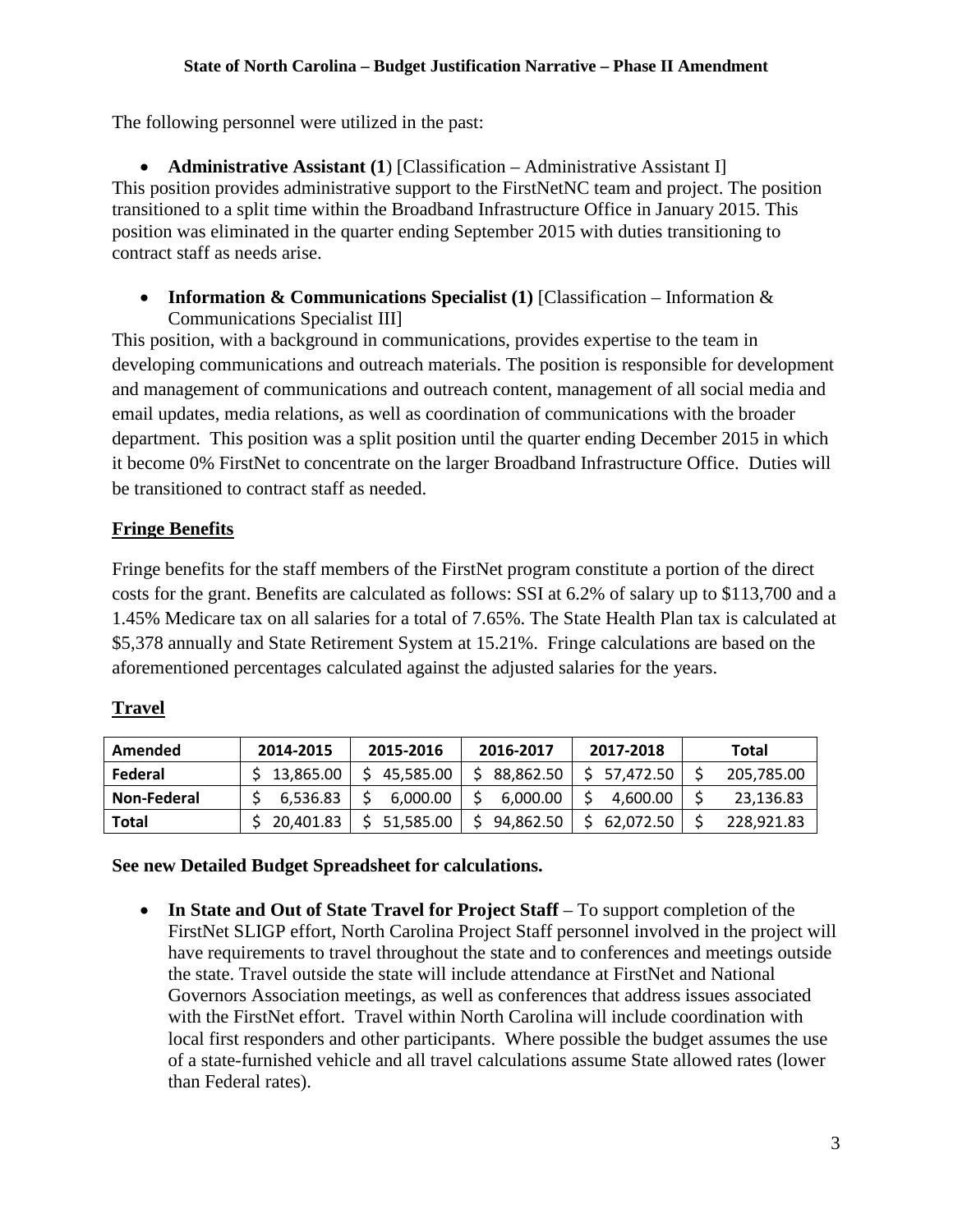The following personnel were utilized in the past:

- **Administrative Assistant (1**) [Classification – Administrative Assistant I]

This position provides administrative support to the FirstNetNC team and project. The position transitioned to a split time within the Broadband Infrastructure Office in January 2015. This position was eliminated in the quarter ending September 2015 with duties transitioning to contract staff as needs arise.

- **Information & Communications Specialist (1)** [Classification – Information & Communications Specialist III]

This position, with a background in communications, provides expertise to the team in developing communications and outreach materials. The position is responsible for development and management of communications and outreach content, management of all social media and email updates, media relations, as well as coordination of communications with the broader department. This position was a split position until the quarter ending December 2015 in which it become 0% FirstNet to concentrate on the larger Broadband Infrastructure Office. Duties will be transitioned to contract staff as needed.

## Fringe Benefits

Fringe benefits for the staff members of the FirstNet program constitute a portion of the direct costs for the grant. Benefits are calculated as follows: SSI at 6.2% of salary up to $113,700 and a 1.45% Medicare tax on all salaries for a total of 7.65%. The State Health Plan tax is calculated at $5,378 annually and State Retirement System at 15.21%. Fringe calculations are based on the aforementioned percentages calculated against the adjusted salaries for the years.

## Travel

| Amended | 2014-2015 | 2015-2016 | 2016-2017 | 2017-2018 | Total |
|---|---|---|---|---|---|
| Federal | $ 13,865.00 | $ 45,585.00 | $ 88,862.50 | $ 57,472.50 | $ 205,785.00 |
| Non-Federal | $ 6,536.83 | $ 6,000.00 | $ 6,000.00 | $ 4,600.00 | $ 23,136.83 |
| Total | $ 20,401.83 | $ 51,585.00 | $ 94,862.50 | $ 62,072.50 | $ 228,921.83 |

**See new Detailed Budget Spreadsheet for calculations.**

- **In State and Out of State Travel for Project Staff** – To support completion of the FirstNet SLIGP effort, North Carolina Project Staff personnel involved in the project will have requirements to travel throughout the state and to conferences and meetings outside the state. Travel outside the state will include attendance at FirstNet and National Governors Association meetings, as well as conferences that address issues associated with the FirstNet effort. Travel within North Carolina will include coordination with local first responders and other participants. Where possible the budget assumes the use of a state-furnished vehicle and all travel calculations assume State allowed rates (lower than Federal rates).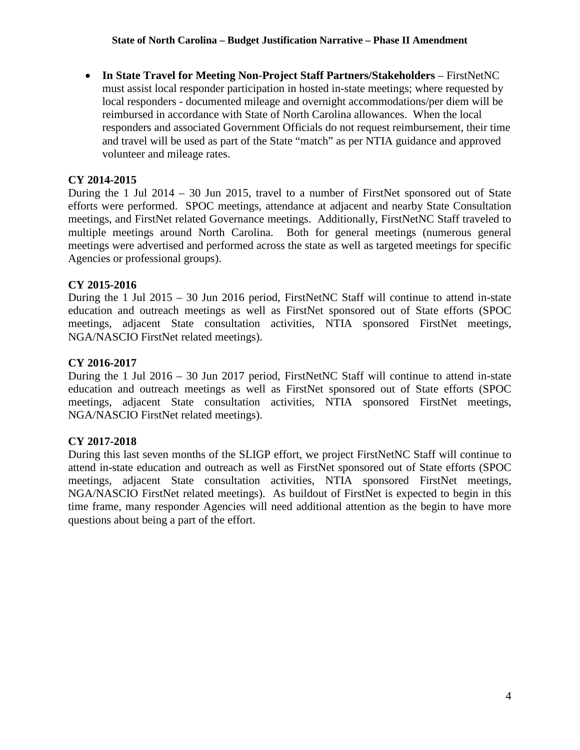- **In State Travel for Meeting Non-Project Staff Partners/Stakeholders** – FirstNetNC must assist local responder participation in hosted in-state meetings; where requested by local responders - documented mileage and overnight accommodations/per diem will be reimbursed in accordance with State of North Carolina allowances. When the local responders and associated Government Officials do not request reimbursement, their time and travel will be used as part of the State "match" as per NTIA guidance and approved volunteer and mileage rates.

**CY 2014-2015**

During the 1 Jul 2014 – 30 Jun 2015, travel to a number of FirstNet sponsored out of State efforts were performed. SPOC meetings, attendance at adjacent and nearby State Consultation meetings, and FirstNet related Governance meetings. Additionally, FirstNetNC Staff traveled to multiple meetings around North Carolina. Both for general meetings (numerous general meetings were advertised and performed across the state as well as targeted meetings for specific Agencies or professional groups).

**CY 2015-2016**

During the 1 Jul 2015 – 30 Jun 2016 period, FirstNetNC Staff will continue to attend in-state education and outreach meetings as well as FirstNet sponsored out of State efforts (SPOC meetings, adjacent State consultation activities, NTIA sponsored FirstNet meetings, NGA/NASCIO FirstNet related meetings).

**CY 2016-2017**

During the 1 Jul 2016 – 30 Jun 2017 period, FirstNetNC Staff will continue to attend in-state education and outreach meetings as well as FirstNet sponsored out of State efforts (SPOC meetings, adjacent State consultation activities, NTIA sponsored FirstNet meetings, NGA/NASCIO FirstNet related meetings).

**CY 2017-2018**

During this last seven months of the SLIGP effort, we project FirstNetNC Staff will continue to attend in-state education and outreach as well as FirstNet sponsored out of State efforts (SPOC meetings, adjacent State consultation activities, NTIA sponsored FirstNet meetings, NGA/NASCIO FirstNet related meetings). As buildout of FirstNet is expected to begin in this time frame, many responder Agencies will need additional attention as the begin to have more questions about being a part of the effort.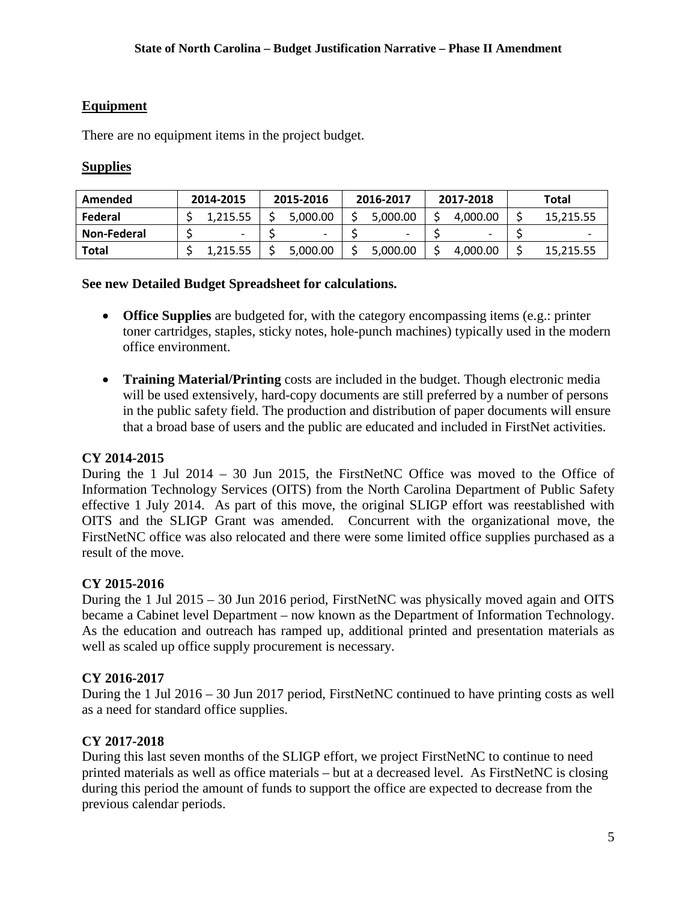## Equipment

There are no equipment items in the project budget.

## Supplies

| Amended | 2014-2015 | 2015-2016 | 2016-2017 | 2017-2018 | Total |
|---|---|---|---|---|---|
| Federal | $ 1,215.55 | $ 5,000.00 | $ 5,000.00 | $ 4,000.00 | $ 15,215.55 |
| Non-Federal | $ - | $ - | $ - | $ - | $ - |
| Total | $ 1,215.55 | $ 5,000.00 | $ 5,000.00 | $ 4,000.00 | $ 15,215.55 |

**See new Detailed Budget Spreadsheet for calculations.**

- **Office Supplies** are budgeted for, with the category encompassing items (e.g.: printer toner cartridges, staples, sticky notes, hole-punch machines) typically used in the modern office environment.
- **Training Material/Printing** costs are included in the budget. Though electronic media will be used extensively, hard-copy documents are still preferred by a number of persons in the public safety field. The production and distribution of paper documents will ensure that a broad base of users and the public are educated and included in FirstNet activities.

**CY 2014-2015**

During the 1 Jul 2014 – 30 Jun 2015, the FirstNetNC Office was moved to the Office of Information Technology Services (OITS) from the North Carolina Department of Public Safety effective 1 July 2014. As part of this move, the original SLIGP effort was reestablished with OITS and the SLIGP Grant was amended. Concurrent with the organizational move, the FirstNetNC office was also relocated and there were some limited office supplies purchased as a result of the move.

**CY 2015-2016**

During the 1 Jul 2015 – 30 Jun 2016 period, FirstNetNC was physically moved again and OITS became a Cabinet level Department – now known as the Department of Information Technology. As the education and outreach has ramped up, additional printed and presentation materials as well as scaled up office supply procurement is necessary.

**CY 2016-2017**

During the 1 Jul 2016 – 30 Jun 2017 period, FirstNetNC continued to have printing costs as well as a need for standard office supplies.

**CY 2017-2018**

During this last seven months of the SLIGP effort, we project FirstNetNC to continue to need printed materials as well as office materials – but at a decreased level. As FirstNetNC is closing during this period the amount of funds to support the office are expected to decrease from the previous calendar periods.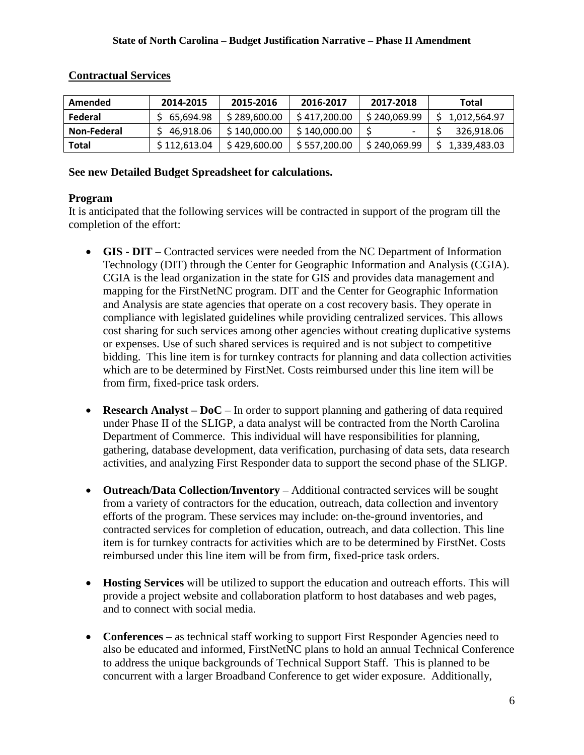## Contractual Services

| Amended | 2014-2015 | 2015-2016 | 2016-2017 | 2017-2018 | Total |
|---|---|---|---|---|---|
| Federal | $ 65,694.98 | $ 289,600.00 | $ 417,200.00 | $ 240,069.99 | $ 1,012,564.97 |
| Non-Federal | $ 46,918.06 | $ 140,000.00 | $ 140,000.00 | $ - | $ 326,918.06 |
| Total | $ 112,613.04 | $ 429,600.00 | $ 557,200.00 | $ 240,069.99 | $ 1,339,483.03 |

**See new Detailed Budget Spreadsheet for calculations.**

**Program**

It is anticipated that the following services will be contracted in support of the program till the completion of the effort:

- **GIS - DIT** – Contracted services were needed from the NC Department of Information Technology (DIT) through the Center for Geographic Information and Analysis (CGIA). CGIA is the lead organization in the state for GIS and provides data management and mapping for the FirstNetNC program. DIT and the Center for Geographic Information and Analysis are state agencies that operate on a cost recovery basis. They operate in compliance with legislated guidelines while providing centralized services. This allows cost sharing for such services among other agencies without creating duplicative systems or expenses. Use of such shared services is required and is not subject to competitive bidding. This line item is for turnkey contracts for planning and data collection activities which are to be determined by FirstNet. Costs reimbursed under this line item will be from firm, fixed-price task orders.

- **Research Analyst – DoC** – In order to support planning and gathering of data required under Phase II of the SLIGP, a data analyst will be contracted from the North Carolina Department of Commerce. This individual will have responsibilities for planning, gathering, database development, data verification, purchasing of data sets, data research activities, and analyzing First Responder data to support the second phase of the SLIGP.

- **Outreach/Data Collection/Inventory** – Additional contracted services will be sought from a variety of contractors for the education, outreach, data collection and inventory efforts of the program. These services may include: on-the-ground inventories, and contracted services for completion of education, outreach, and data collection. This line item is for turnkey contracts for activities which are to be determined by FirstNet. Costs reimbursed under this line item will be from firm, fixed-price task orders.

- **Hosting Services** will be utilized to support the education and outreach efforts. This will provide a project website and collaboration platform to host databases and web pages, and to connect with social media.

- **Conferences** – as technical staff working to support First Responder Agencies need to also be educated and informed, FirstNetNC plans to hold an annual Technical Conference to address the unique backgrounds of Technical Support Staff. This is planned to be concurrent with a larger Broadband Conference to get wider exposure. Additionally,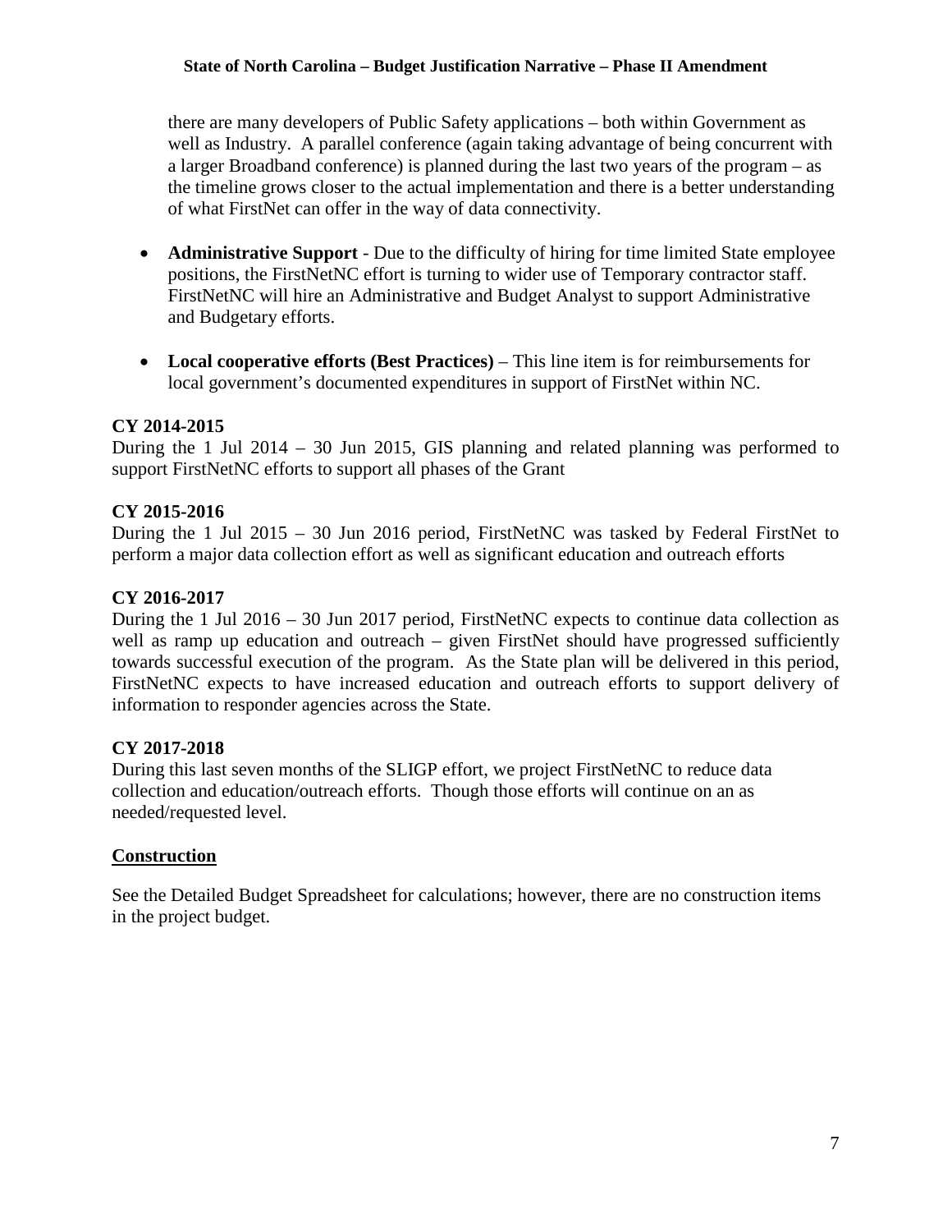there are many developers of Public Safety applications – both within Government as well as Industry. A parallel conference (again taking advantage of being concurrent with a larger Broadband conference) is planned during the last two years of the program – as the timeline grows closer to the actual implementation and there is a better understanding of what FirstNet can offer in the way of data connectivity.

- **Administrative Support** - Due to the difficulty of hiring for time limited State employee positions, the FirstNetNC effort is turning to wider use of Temporary contractor staff. FirstNetNC will hire an Administrative and Budget Analyst to support Administrative and Budgetary efforts.

- **Local cooperative efforts (Best Practices)** – This line item is for reimbursements for local government's documented expenditures in support of FirstNet within NC.

**CY 2014-2015**
During the 1 Jul 2014 – 30 Jun 2015, GIS planning and related planning was performed to support FirstNetNC efforts to support all phases of the Grant

**CY 2015-2016**
During the 1 Jul 2015 – 30 Jun 2016 period, FirstNetNC was tasked by Federal FirstNet to perform a major data collection effort as well as significant education and outreach efforts

**CY 2016-2017**
During the 1 Jul 2016 – 30 Jun 2017 period, FirstNetNC expects to continue data collection as well as ramp up education and outreach – given FirstNet should have progressed sufficiently towards successful execution of the program. As the State plan will be delivered in this period, FirstNetNC expects to have increased education and outreach efforts to support delivery of information to responder agencies across the State.

**CY 2017-2018**
During this last seven months of the SLIGP effort, we project FirstNetNC to reduce data collection and education/outreach efforts. Though those efforts will continue on an as needed/requested level.

**Construction**

See the Detailed Budget Spreadsheet for calculations; however, there are no construction items in the project budget.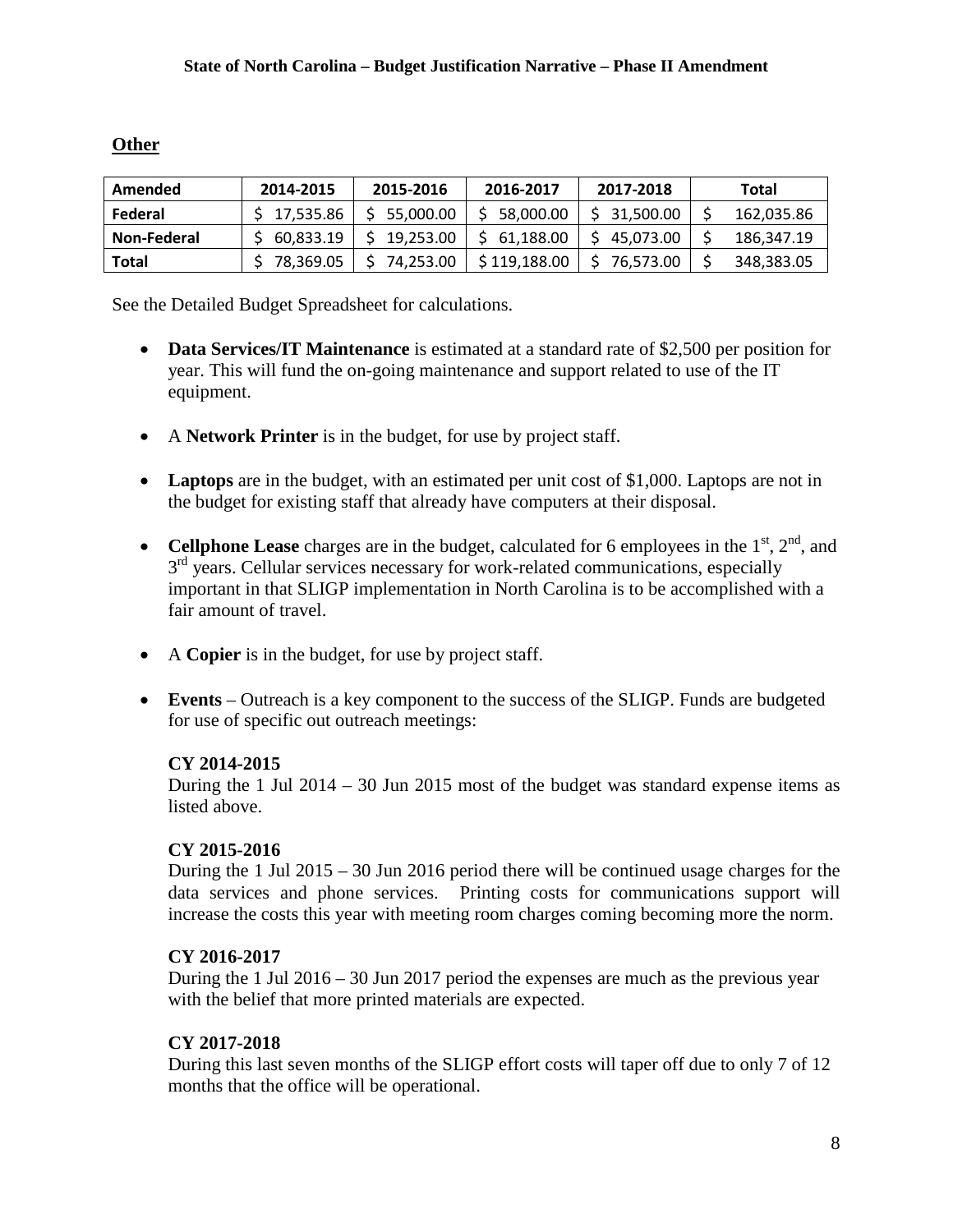## Other

| Amended | 2014-2015 | 2015-2016 | 2016-2017 | 2017-2018 | Total |
|---|---|---|---|---|---|
| Federal | $ 17,535.86 | $ 55,000.00 | $ 58,000.00 | $ 31,500.00 | $ 162,035.86 |
| Non-Federal | $ 60,833.19 | $ 19,253.00 | $ 61,188.00 | $ 45,073.00 | $ 186,347.19 |
| Total | $ 78,369.05 | $ 74,253.00 | $ 119,188.00 | $ 76,573.00 | $ 348,383.05 |

See the Detailed Budget Spreadsheet for calculations.

- **Data Services/IT Maintenance** is estimated at a standard rate of $2,500 per position for year. This will fund the on-going maintenance and support related to use of the IT equipment.

- A **Network Printer** is in the budget, for use by project staff.

- **Laptops** are in the budget, with an estimated per unit cost of $1,000. Laptops are not in the budget for existing staff that already have computers at their disposal.

- **Cellphone Lease** charges are in the budget, calculated for 6 employees in the 1st, 2nd, and 3rd years. Cellular services necessary for work-related communications, especially important in that SLIGP implementation in North Carolina is to be accomplished with a fair amount of travel.

- A **Copier** is in the budget, for use by project staff.

- **Events** – Outreach is a key component to the success of the SLIGP. Funds are budgeted for use of specific out outreach meetings:

  **CY 2014-2015**
  During the 1 Jul 2014 – 30 Jun 2015 most of the budget was standard expense items as listed above.

  **CY 2015-2016**
  During the 1 Jul 2015 – 30 Jun 2016 period there will be continued usage charges for the data services and phone services. Printing costs for communications support will increase the costs this year with meeting room charges coming becoming more the norm.

  **CY 2016-2017**
  During the 1 Jul 2016 – 30 Jun 2017 period the expenses are much as the previous year with the belief that more printed materials are expected.

  **CY 2017-2018**
  During this last seven months of the SLIGP effort costs will taper off due to only 7 of 12 months that the office will be operational.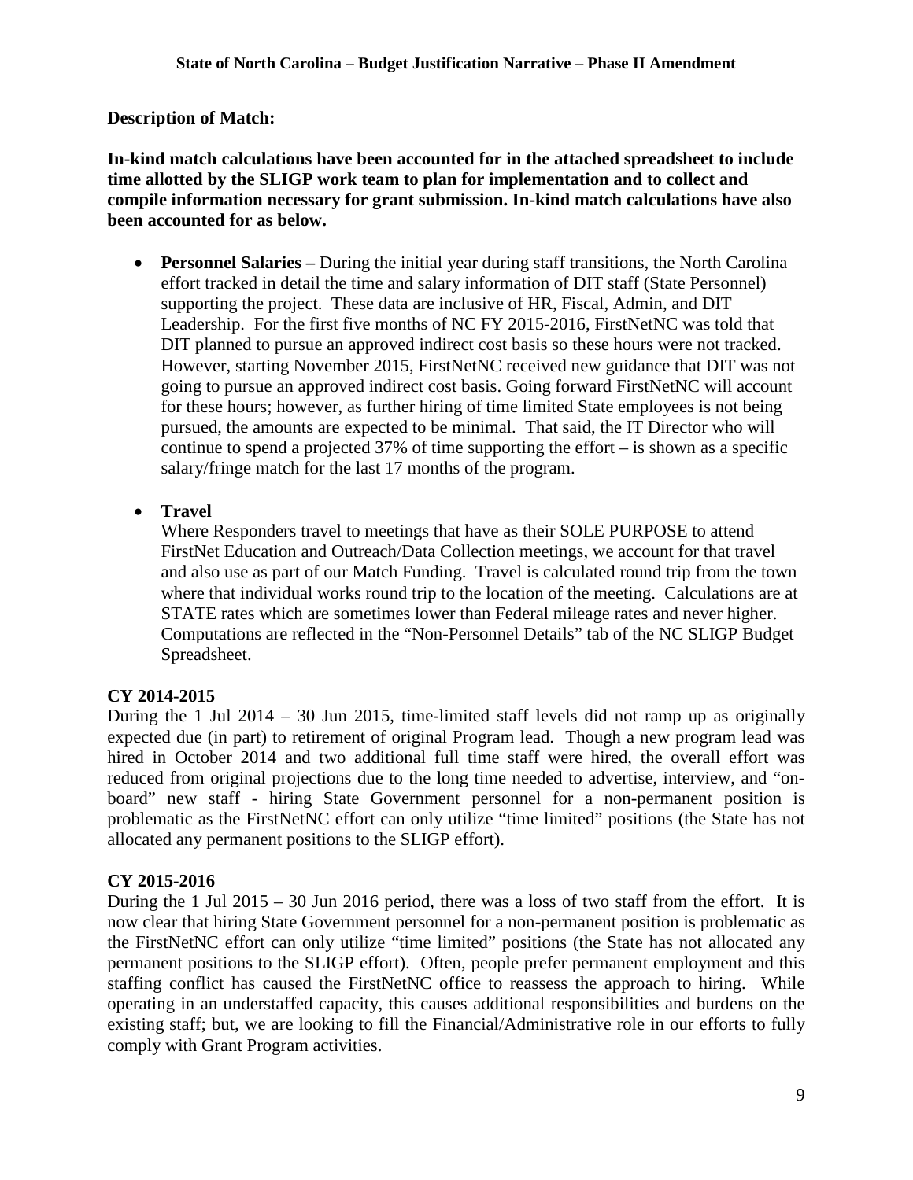**Description of Match:**

**In-kind match calculations have been accounted for in the attached spreadsheet to include time allotted by the SLIGP work team to plan for implementation and to collect and compile information necessary for grant submission. In-kind match calculations have also been accounted for as below.**

- **Personnel Salaries –** During the initial year during staff transitions, the North Carolina effort tracked in detail the time and salary information of DIT staff (State Personnel) supporting the project. These data are inclusive of HR, Fiscal, Admin, and DIT Leadership. For the first five months of NC FY 2015-2016, FirstNetNC was told that DIT planned to pursue an approved indirect cost basis so these hours were not tracked. However, starting November 2015, FirstNetNC received new guidance that DIT was not going to pursue an approved indirect cost basis. Going forward FirstNetNC will account for these hours; however, as further hiring of time limited State employees is not being pursued, the amounts are expected to be minimal. That said, the IT Director who will continue to spend a projected 37% of time supporting the effort – is shown as a specific salary/fringe match for the last 17 months of the program.

- **Travel**
  Where Responders travel to meetings that have as their SOLE PURPOSE to attend FirstNet Education and Outreach/Data Collection meetings, we account for that travel and also use as part of our Match Funding. Travel is calculated round trip from the town where that individual works round trip to the location of the meeting. Calculations are at STATE rates which are sometimes lower than Federal mileage rates and never higher. Computations are reflected in the "Non-Personnel Details" tab of the NC SLIGP Budget Spreadsheet.

**CY 2014-2015**

During the 1 Jul 2014 – 30 Jun 2015, time-limited staff levels did not ramp up as originally expected due (in part) to retirement of original Program lead. Though a new program lead was hired in October 2014 and two additional full time staff were hired, the overall effort was reduced from original projections due to the long time needed to advertise, interview, and "on-board" new staff - hiring State Government personnel for a non-permanent position is problematic as the FirstNetNC effort can only utilize "time limited" positions (the State has not allocated any permanent positions to the SLIGP effort).

**CY 2015-2016**

During the 1 Jul 2015 – 30 Jun 2016 period, there was a loss of two staff from the effort. It is now clear that hiring State Government personnel for a non-permanent position is problematic as the FirstNetNC effort can only utilize "time limited" positions (the State has not allocated any permanent positions to the SLIGP effort). Often, people prefer permanent employment and this staffing conflict has caused the FirstNetNC office to reassess the approach to hiring. While operating in an understaffed capacity, this causes additional responsibilities and burdens on the existing staff; but, we are looking to fill the Financial/Administrative role in our efforts to fully comply with Grant Program activities.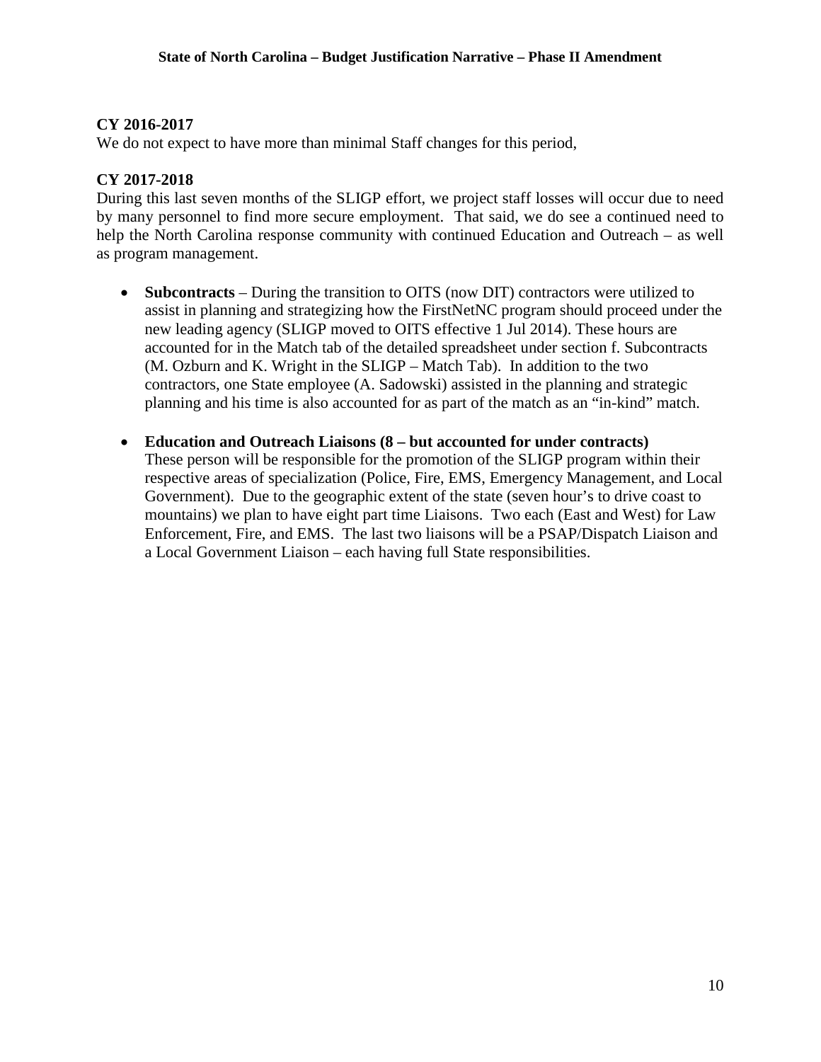**CY 2016-2017**

We do not expect to have more than minimal Staff changes for this period,

**CY 2017-2018**

During this last seven months of the SLIGP effort, we project staff losses will occur due to need by many personnel to find more secure employment. That said, we do see a continued need to help the North Carolina response community with continued Education and Outreach – as well as program management.

- **Subcontracts** – During the transition to OITS (now DIT) contractors were utilized to assist in planning and strategizing how the FirstNetNC program should proceed under the new leading agency (SLIGP moved to OITS effective 1 Jul 2014). These hours are accounted for in the Match tab of the detailed spreadsheet under section f. Subcontracts (M. Ozburn and K. Wright in the SLIGP – Match Tab). In addition to the two contractors, one State employee (A. Sadowski) assisted in the planning and strategic planning and his time is also accounted for as part of the match as an "in-kind" match.

- **Education and Outreach Liaisons (8 – but accounted for under contracts)**
These person will be responsible for the promotion of the SLIGP program within their respective areas of specialization (Police, Fire, EMS, Emergency Management, and Local Government). Due to the geographic extent of the state (seven hour's to drive coast to mountains) we plan to have eight part time Liaisons. Two each (East and West) for Law Enforcement, Fire, and EMS. The last two liaisons will be a PSAP/Dispatch Liaison and a Local Government Liaison – each having full State responsibilities.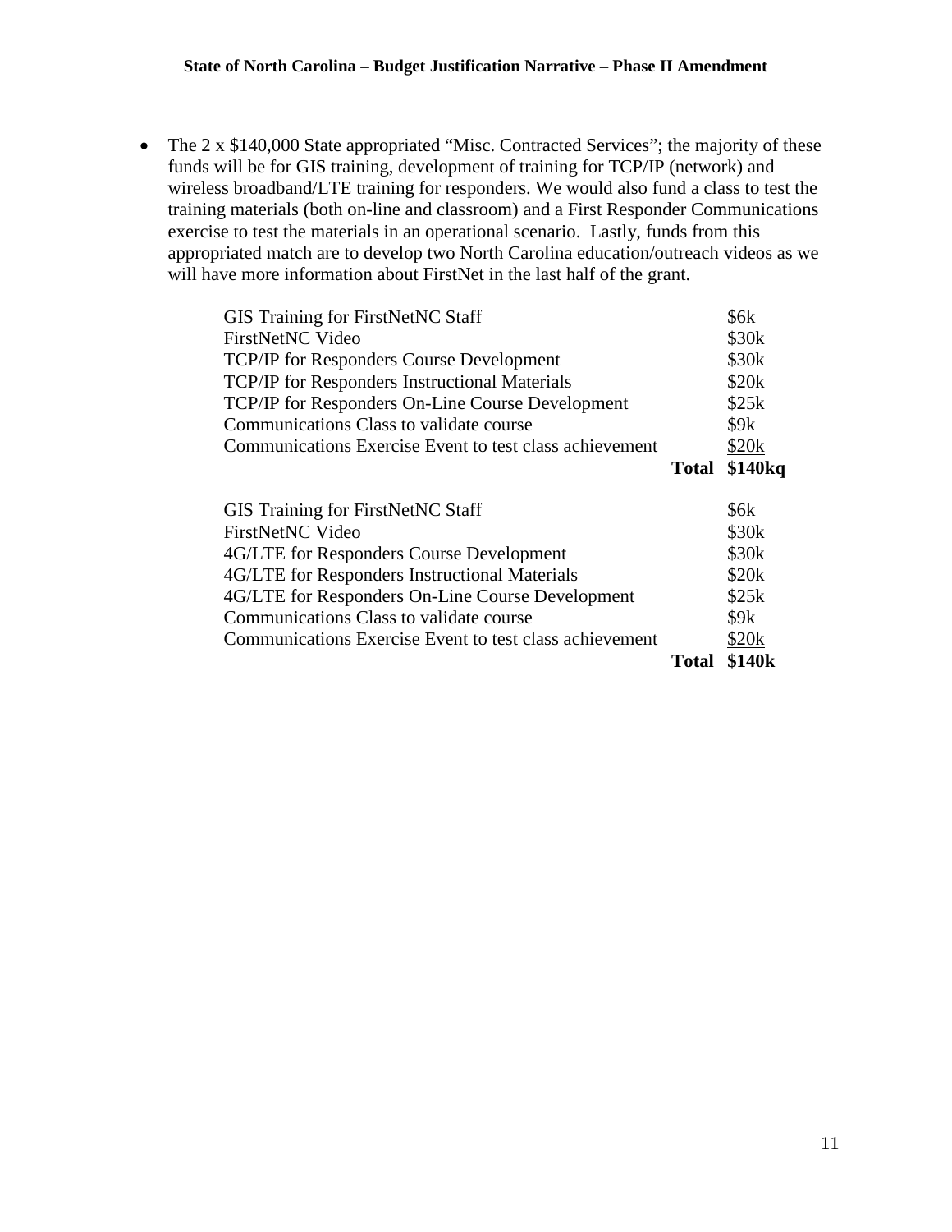- The 2 x $140,000 State appropriated "Misc. Contracted Services"; the majority of these funds will be for GIS training, development of training for TCP/IP (network) and wireless broadband/LTE training for responders. We would also fund a class to test the training materials (both on-line and classroom) and a First Responder Communications exercise to test the materials in an operational scenario.  Lastly, funds from this appropriated match are to develop two North Carolina education/outreach videos as we will have more information about FirstNet in the last half of the grant.

| Item | | Amount |
|---|---|---|
| GIS Training for FirstNetNC Staff | | $6k |
| FirstNetNC Video | | $30k |
| TCP/IP for Responders Course Development | | $30k |
| TCP/IP for Responders Instructional Materials | | $20k |
| TCP/IP for Responders On-Line Course Development | | $25k |
| Communications Class to validate course | | $9k |
| Communications Exercise Event to test class achievement | | $20k |
| | **Total** | **$140kq** |

| Item | | Amount |
|---|---|---|
| GIS Training for FirstNetNC Staff | | $6k |
| FirstNetNC Video | | $30k |
| 4G/LTE for Responders Course Development | | $30k |
| 4G/LTE for Responders Instructional Materials | | $20k |
| 4G/LTE for Responders On-Line Course Development | | $25k |
| Communications Class to validate course | | $9k |
| Communications Exercise Event to test class achievement | | $20k |
| | **Total** | **$140k** |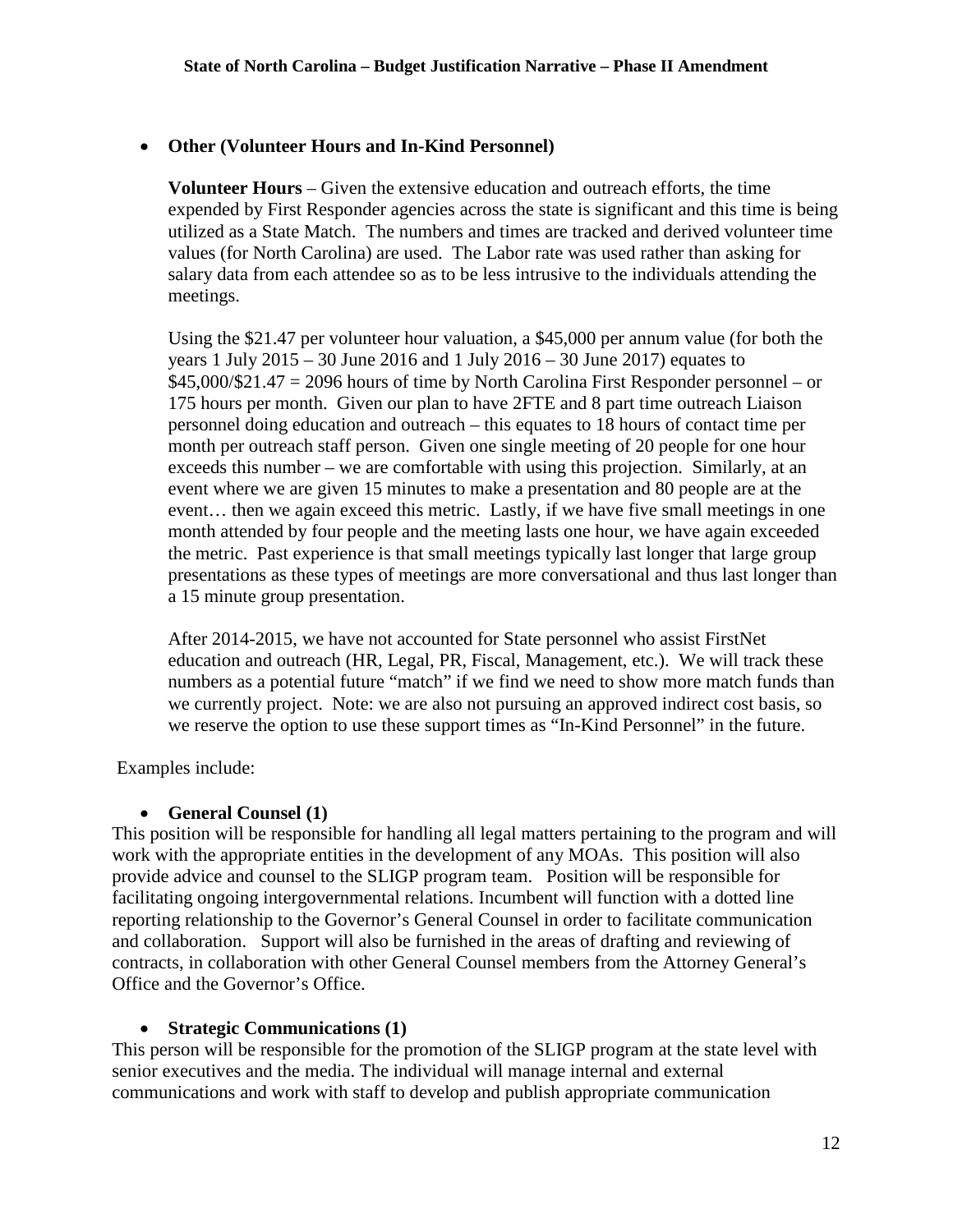- **Other (Volunteer Hours and In-Kind Personnel)**

  **Volunteer Hours** – Given the extensive education and outreach efforts, the time expended by First Responder agencies across the state is significant and this time is being utilized as a State Match. The numbers and times are tracked and derived volunteer time values (for North Carolina) are used. The Labor rate was used rather than asking for salary data from each attendee so as to be less intrusive to the individuals attending the meetings.

  Using the $21.47 per volunteer hour valuation, a $45,000 per annum value (for both the years 1 July 2015 – 30 June 2016 and 1 July 2016 – 30 June 2017) equates to $45,000/$21.47 = 2096 hours of time by North Carolina First Responder personnel – or 175 hours per month. Given our plan to have 2FTE and 8 part time outreach Liaison personnel doing education and outreach – this equates to 18 hours of contact time per month per outreach staff person. Given one single meeting of 20 people for one hour exceeds this number – we are comfortable with using this projection. Similarly, at an event where we are given 15 minutes to make a presentation and 80 people are at the event… then we again exceed this metric. Lastly, if we have five small meetings in one month attended by four people and the meeting lasts one hour, we have again exceeded the metric. Past experience is that small meetings typically last longer that large group presentations as these types of meetings are more conversational and thus last longer than a 15 minute group presentation.

  After 2014-2015, we have not accounted for State personnel who assist FirstNet education and outreach (HR, Legal, PR, Fiscal, Management, etc.). We will track these numbers as a potential future "match" if we find we need to show more match funds than we currently project. Note: we are also not pursuing an approved indirect cost basis, so we reserve the option to use these support times as "In-Kind Personnel" in the future.

Examples include:

- **General Counsel (1)**

This position will be responsible for handling all legal matters pertaining to the program and will work with the appropriate entities in the development of any MOAs. This position will also provide advice and counsel to the SLIGP program team. Position will be responsible for facilitating ongoing intergovernmental relations. Incumbent will function with a dotted line reporting relationship to the Governor's General Counsel in order to facilitate communication and collaboration. Support will also be furnished in the areas of drafting and reviewing of contracts, in collaboration with other General Counsel members from the Attorney General's Office and the Governor's Office.

- **Strategic Communications (1)**

This person will be responsible for the promotion of the SLIGP program at the state level with senior executives and the media. The individual will manage internal and external communications and work with staff to develop and publish appropriate communication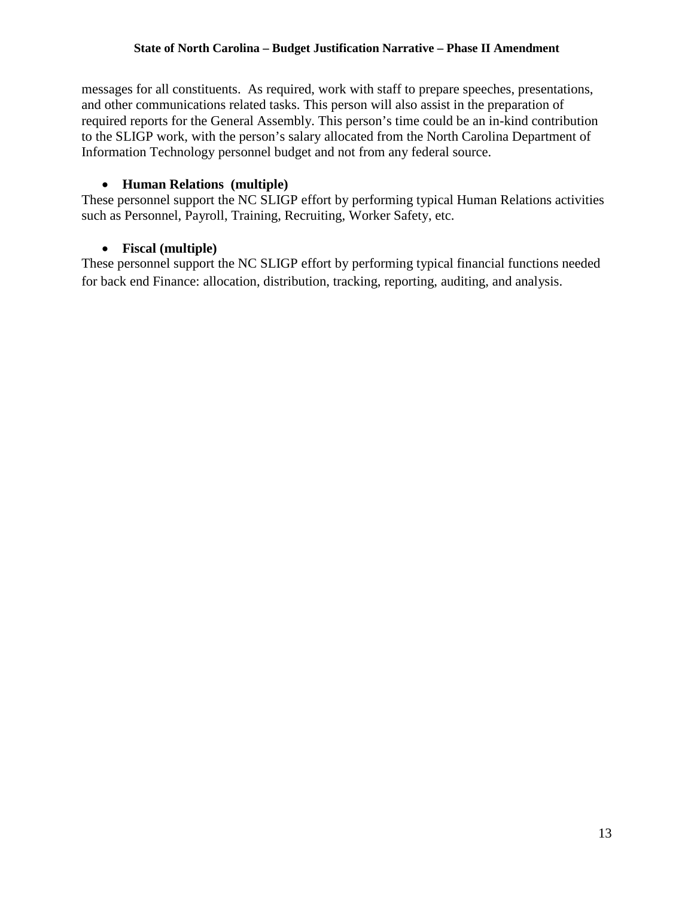messages for all constituents. As required, work with staff to prepare speeches, presentations, and other communications related tasks. This person will also assist in the preparation of required reports for the General Assembly. This person's time could be an in-kind contribution to the SLIGP work, with the person's salary allocated from the North Carolina Department of Information Technology personnel budget and not from any federal source.

- **Human Relations (multiple)**

These personnel support the NC SLIGP effort by performing typical Human Relations activities such as Personnel, Payroll, Training, Recruiting, Worker Safety, etc.

- **Fiscal (multiple)**

These personnel support the NC SLIGP effort by performing typical financial functions needed for back end Finance: allocation, distribution, tracking, reporting, auditing, and analysis.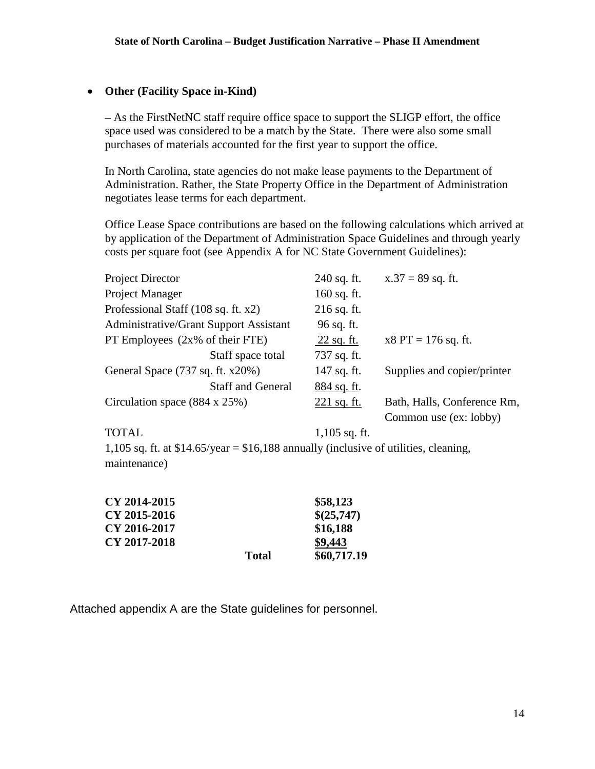- **Other (Facility Space in-Kind)**

  **–** As the FirstNetNC staff require office space to support the SLIGP effort, the office space used was considered to be a match by the State. There were also some small purchases of materials accounted for the first year to support the office.

  In North Carolina, state agencies do not make lease payments to the Department of Administration. Rather, the State Property Office in the Department of Administration negotiates lease terms for each department.

  Office Lease Space contributions are based on the following calculations which arrived at by application of the Department of Administration Space Guidelines and through yearly costs per square foot (see Appendix A for NC State Government Guidelines):

| | | |
|---|---|---|
| Project Director | 240 sq. ft. | x.37 = 89 sq. ft. |
| Project Manager | 160 sq. ft. | |
| Professional Staff (108 sq. ft. x2) | 216 sq. ft. | |
| Administrative/Grant Support Assistant | 96 sq. ft. | |
| PT Employees (2x% of their FTE) | 22 sq. ft. | x8 PT = 176 sq. ft. |
| Staff space total | 737 sq. ft. | |
| General Space (737 sq. ft. x20%) | 147 sq. ft. | Supplies and copier/printer |
| Staff and General | 884 sq. ft. | |
| Circulation space (884 x 25%) | 221 sq. ft. | Bath, Halls, Conference Rm, Common use (ex: lobby) |
| TOTAL | 1,105 sq. ft. | |

  1,105 sq. ft. at $14.65/year = $16,188 annually (inclusive of utilities, cleaning, maintenance)

| | | |
|---|---|---|
| **CY 2014-2015** | | **$58,123** |
| **CY 2015-2016** | | **$(25,747)** |
| **CY 2016-2017** | | **$16,188** |
| **CY 2017-2018** | | **$9,443** |
| | **Total** | **$60,717.19** |

Attached appendix A are the State guidelines for personnel.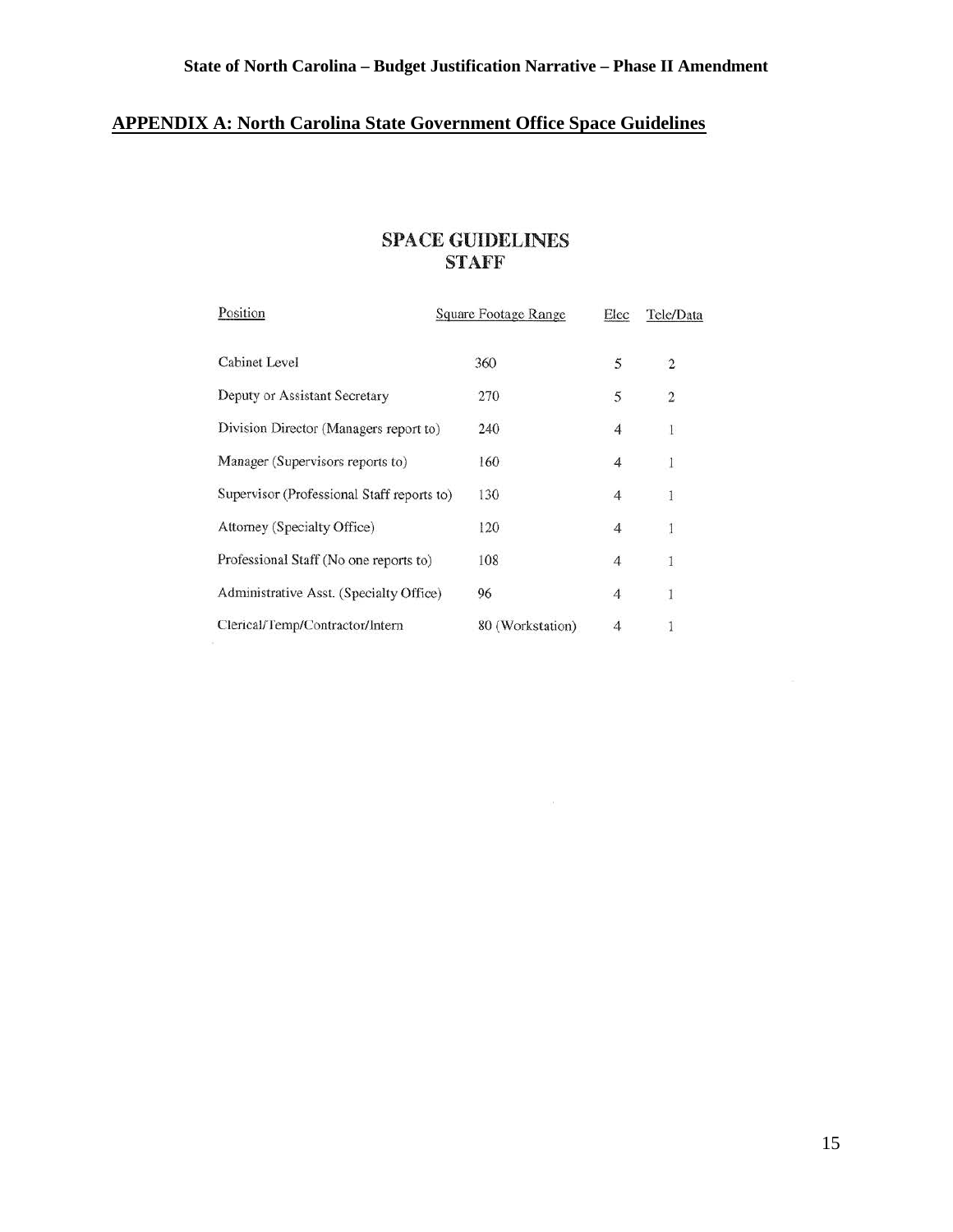## APPENDIX A: North Carolina State Government Office Space Guidelines

### SPACE GUIDELINES
### STAFF

| Position | Square Footage Range | Elec | Tele/Data |
|---|---|---|---|
| Cabinet Level | 360 | 5 | 2 |
| Deputy or Assistant Secretary | 270 | 5 | 2 |
| Division Director (Managers report to) | 240 | 4 | 1 |
| Manager (Supervisors reports to) | 160 | 4 | 1 |
| Supervisor (Professional Staff reports to) | 130 | 4 | 1 |
| Attorney (Specialty Office) | 120 | 4 | 1 |
| Professional Staff (No one reports to) | 108 | 4 | 1 |
| Administrative Asst. (Specialty Office) | 96 | 4 | 1 |
| Clerical/Temp/Contractor/Intern | 80 (Workstation) | 4 | 1 |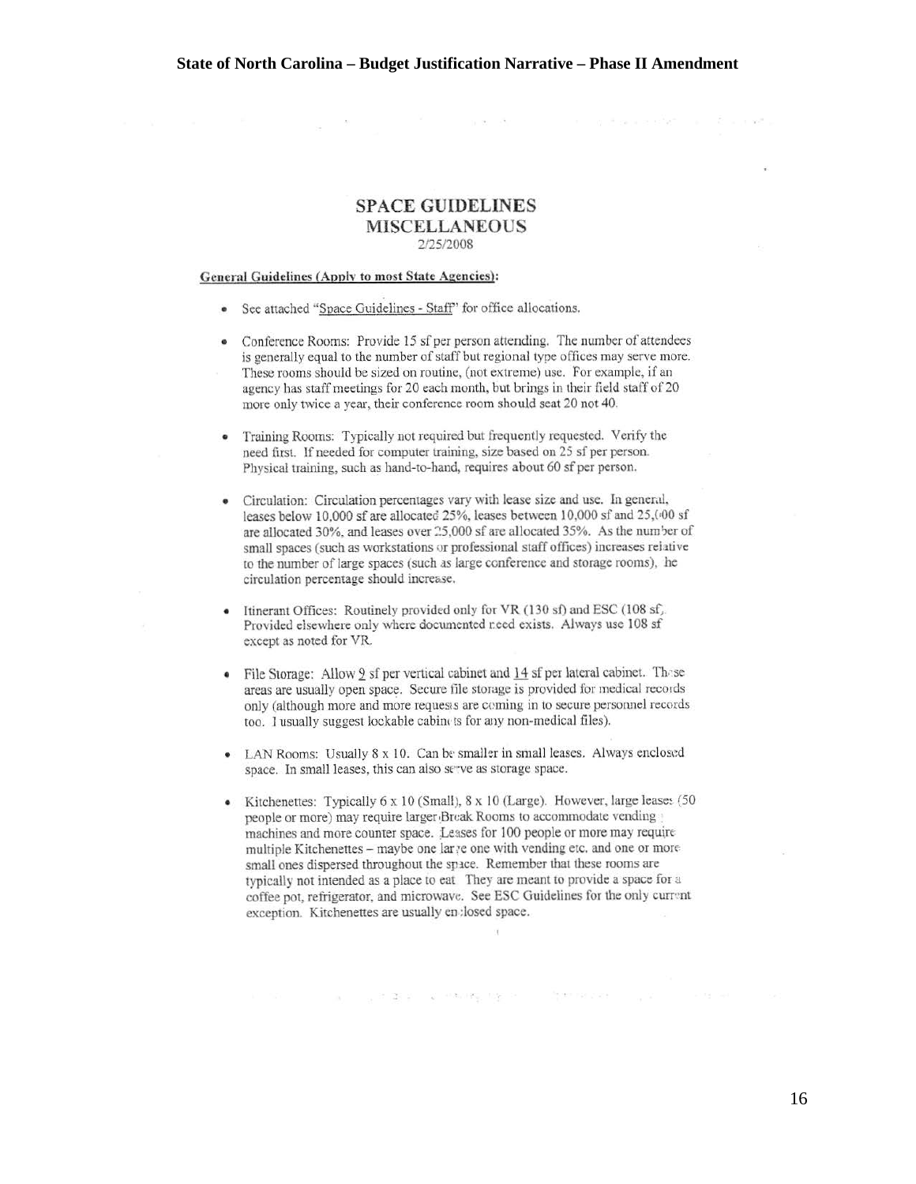# SPACE GUIDELINES
## MISCELLANEOUS

2/25/2008

**General Guidelines (Apply to most State Agencies):**

- See attached "Space Guidelines - Staff" for office allocations.
- Conference Rooms: Provide 15 sf per person attending. The number of attendees is generally equal to the number of staff but regional type offices may serve more. These rooms should be sized on routine, (not extreme) use. For example, if an agency has staff meetings for 20 each month, but brings in their field staff of 20 more only twice a year, their conference room should seat 20 not 40.
- Training Rooms: Typically not required but frequently requested. Verify the need first. If needed for computer training, size based on 25 sf per person. Physical training, such as hand-to-hand, requires about 60 sf per person.
- Circulation: Circulation percentages vary with lease size and use. In general, leases below 10,000 sf are allocated 25%, leases between 10,000 sf and 25,000 sf are allocated 30%, and leases over 25,000 sf are allocated 35%. As the number of small spaces (such as workstations or professional staff offices) increases relative to the number of large spaces (such as large conference and storage rooms), the circulation percentage should increase.
- Itinerant Offices: Routinely provided only for VR (130 sf) and ESC (108 sf). Provided elsewhere only where documented need exists. Always use 108 sf except as noted for VR.
- File Storage: Allow 9 sf per vertical cabinet and 14 sf per lateral cabinet. These areas are usually open space. Secure file storage is provided for medical records only (although more and more requests are coming in to secure personnel records too. I usually suggest lockable cabinets for any non-medical files).
- LAN Rooms: Usually 8 x 10. Can be smaller in small leases. Always enclosed space. In small leases, this can also serve as storage space.
- Kitchenettes: Typically 6 x 10 (Small), 8 x 10 (Large). However, large leases (50 people or more) may require larger Break Rooms to accommodate vending machines and more counter space. Leases for 100 people or more may require multiple Kitchenettes – maybe one large one with vending etc. and one or more small ones dispersed throughout the space. Remember that these rooms are typically not intended as a place to eat. They are meant to provide a space for a coffee pot, refrigerator, and microwave. See ESC Guidelines for the only current exception. Kitchenettes are usually enclosed space.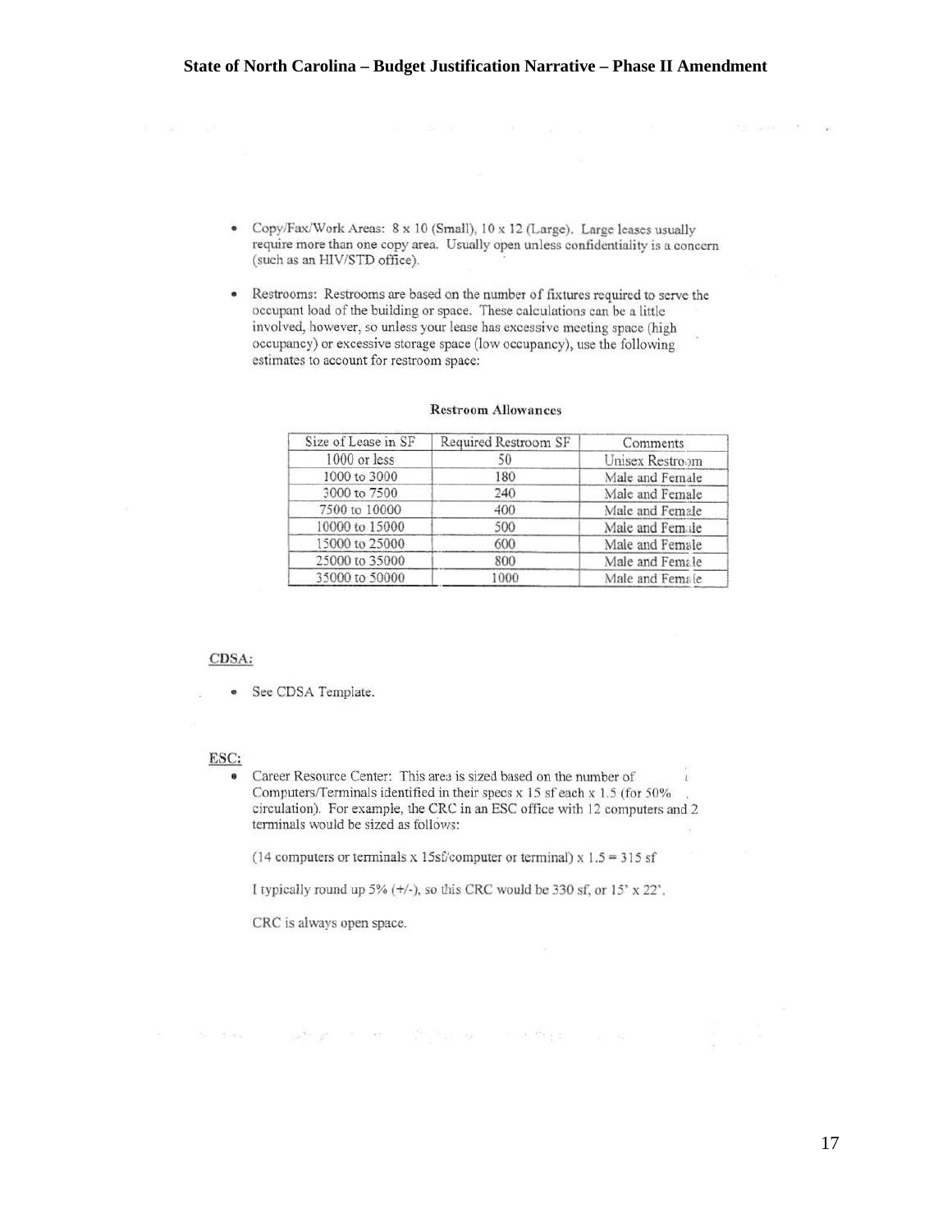- Copy/Fax/Work Areas: 8 x 10 (Small), 10 x 12 (Large). Large leases usually require more than one copy area. Usually open unless confidentiality is a concern (such as an HIV/STD office).

- Restrooms: Restrooms are based on the number of fixtures required to serve the occupant load of the building or space. These calculations can be a little involved, however, so unless your lease has excessive meeting space (high occupancy) or excessive storage space (low occupancy), use the following estimates to account for restroom space:

**Restroom Allowances**

| Size of Lease in SF | Required Restroom SF | Comments |
|---|---|---|
| 1000 or less | 50 | Unisex Restroom |
| 1000 to 3000 | 180 | Male and Female |
| 3000 to 7500 | 240 | Male and Female |
| 7500 to 10000 | 400 | Male and Female |
| 10000 to 15000 | 500 | Male and Female |
| 15000 to 25000 | 600 | Male and Female |
| 25000 to 35000 | 800 | Male and Female |
| 35000 to 50000 | 1000 | Male and Female |

<u>CDSA:</u>

- See CDSA Template.

<u>ESC:</u>

- Career Resource Center: This area is sized based on the number of Computers/Terminals identified in their specs x 15 sf each x 1.5 (for 50% circulation). For example, the CRC in an ESC office with 12 computers and 2 terminals would be sized as follows:

  (14 computers or terminals x 15sf/computer or terminal) x 1.5 = 315 sf

  I typically round up 5% (+/-), so this CRC would be 330 sf, or 15' x 22'.

  CRC is always open space.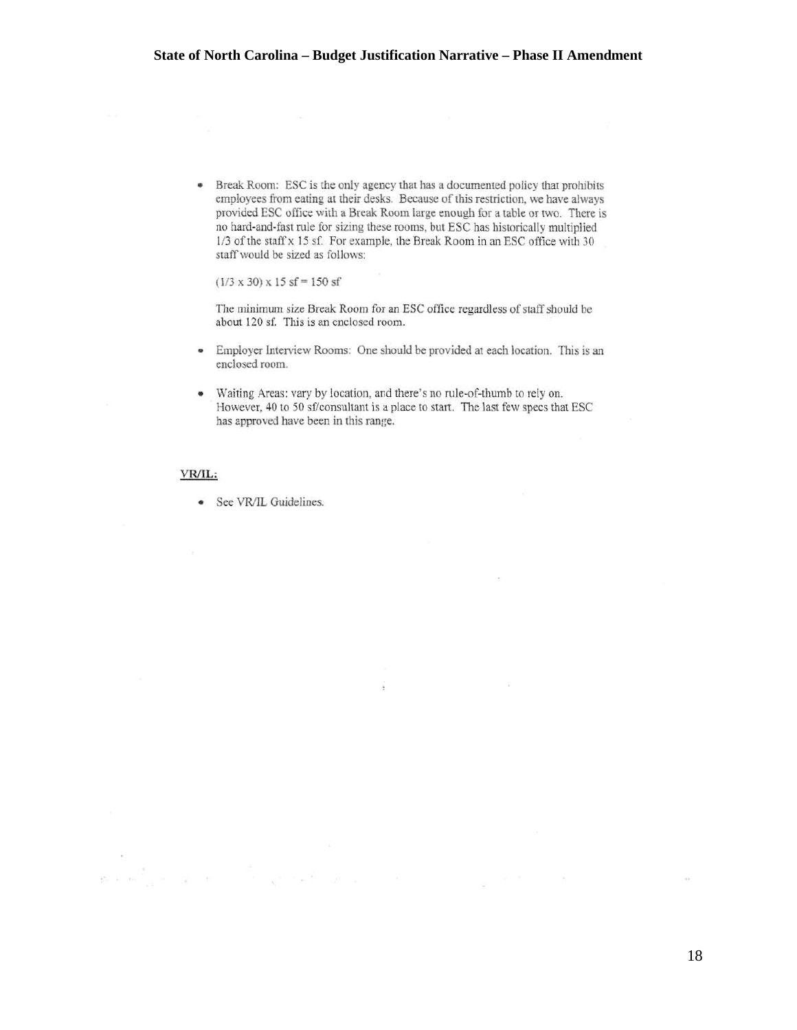- Break Room: ESC is the only agency that has a documented policy that prohibits employees from eating at their desks. Because of this restriction, we have always provided ESC office with a Break Room large enough for a table or two. There is no hard-and-fast rule for sizing these rooms, but ESC has historically multiplied 1/3 of the staff x 15 sf. For example, the Break Room in an ESC office with 30 staff would be sized as follows:

  (1/3 x 30) x 15 sf = 150 sf

  The minimum size Break Room for an ESC office regardless of staff should be about 120 sf. This is an enclosed room.

- Employer Interview Rooms: One should be provided at each location. This is an enclosed room.

- Waiting Areas: vary by location, and there's no rule-of-thumb to rely on. However, 40 to 50 sf/consultant is a place to start. The last few specs that ESC has approved have been in this range.

<u>**VR/IL:**</u>

- See VR/IL Guidelines.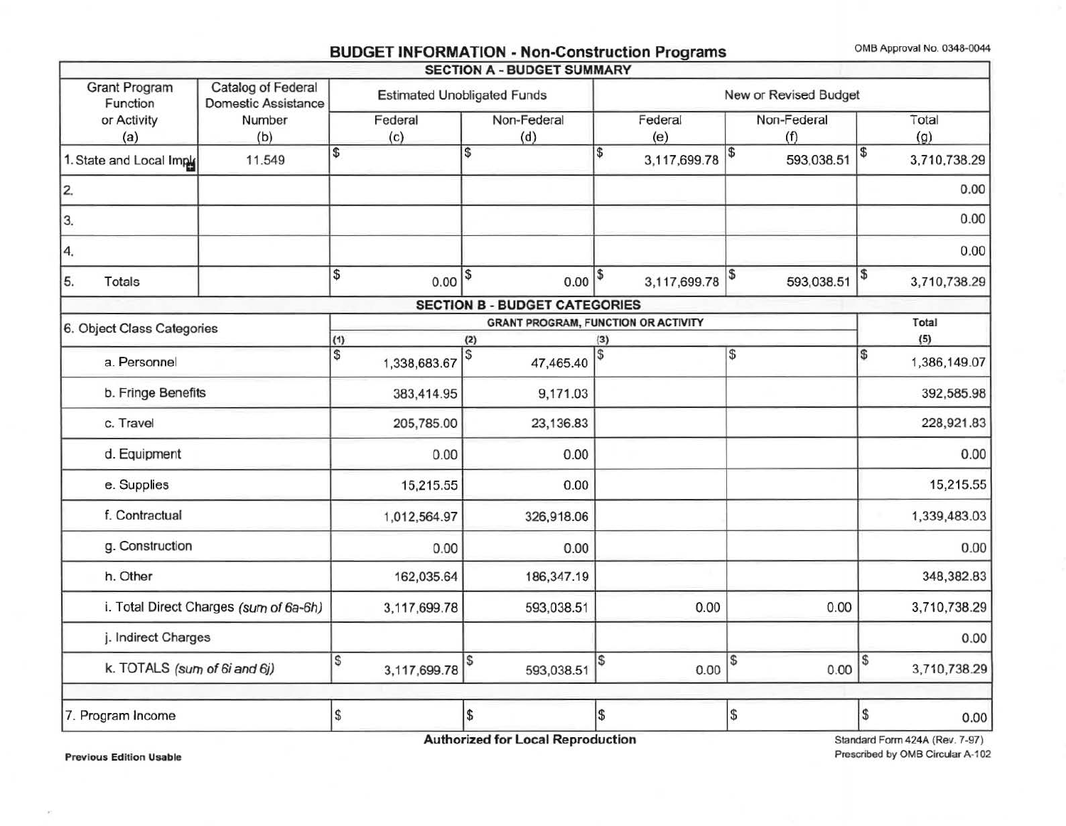# BUDGET INFORMATION - Non-Construction Programs

OMB Approval No. 0348-0044

## SECTION A - BUDGET SUMMARY

| Grant Program Function or Activity (a) | Catalog of Federal Domestic Assistance Number (b) | Estimated Unobligated Funds | | New or Revised Budget | | |
|---|---|---|---|---|---|---|
| | | Federal (c) | Non-Federal (d) | Federal (e) | Non-Federal (f) | Total (g) |
| 1. State and Local Impl | 11.549 | $ | $ | $ 3,117,699.78 | $ 593,038.51 | $ 3,710,738.29 |
| 2. | | | | | | 0.00 |
| 3. | | | | | | 0.00 |
| 4. | | | | | | 0.00 |
| 5. Totals | | $ 0.00 | $ 0.00 | $ 3,117,699.78 | $ 593,038.51 | $ 3,710,738.29 |

## SECTION B - BUDGET CATEGORIES

| 6. Object Class Categories | GRANT PROGRAM, FUNCTION OR ACTIVITY | | | | Total |
|---|---|---|---|---|---|
| | (1) | (2) | (3) | | (5) |
| a. Personnel | $ 1,338,683.67 | $ 47,465.40 | $ | $ | $ 1,386,149.07 |
| b. Fringe Benefits | 383,414.95 | 9,171.03 | | | 392,585.98 |
| c. Travel | 205,785.00 | 23,136.83 | | | 228,921.83 |
| d. Equipment | 0.00 | 0.00 | | | 0.00 |
| e. Supplies | 15,215.55 | 0.00 | | | 15,215.55 |
| f. Contractual | 1,012,564.97 | 326,918.06 | | | 1,339,483.03 |
| g. Construction | 0.00 | 0.00 | | | 0.00 |
| h. Other | 162,035.64 | 186,347.19 | | | 348,382.83 |
| i. Total Direct Charges *(sum of 6a-6h)* | 3,117,699.78 | 593,038.51 | 0.00 | 0.00 | 3,710,738.29 |
| j. Indirect Charges | | | | | 0.00 |
| k. TOTALS *(sum of 6i and 6j)* | $ 3,117,699.78 | $ 593,038.51 | $ 0.00 | $ 0.00 | $ 3,710,738.29 |
| 7. Program Income | $ | $ | $ | $ | $ 0.00 |

**Authorized for Local Reproduction**

**Previous Edition Usable**

Standard Form 424A (Rev. 7-97)
Prescribed by OMB Circular A-102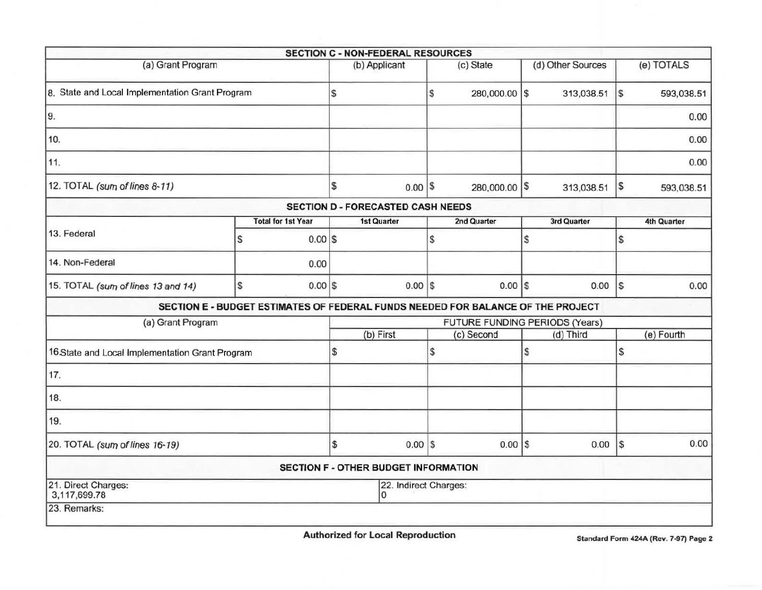## SECTION C - NON-FEDERAL RESOURCES

| (a) Grant Program | (b) Applicant | (c) State | (d) Other Sources | (e) TOTALS |
|---|---|---|---|---|
| 8. State and Local Implementation Grant Program | $ | $ 280,000.00 | $ 313,038.51 | $ 593,038.51 |
| 9. | | | | 0.00 |
| 10. | | | | 0.00 |
| 11. | | | | 0.00 |
| 12. TOTAL *(sum of lines 8-11)* | $ 0.00 | $ 280,000.00 | $ 313,038.51 | $ 593,038.51 |

## SECTION D - FORECASTED CASH NEEDS

| | Total for 1st Year | 1st Quarter | 2nd Quarter | 3rd Quarter | 4th Quarter |
|---|---|---|---|---|---|
| 13. Federal | $ 0.00 | $ | $ | $ | $ |
| 14. Non-Federal | 0.00 | | | | |
| 15. TOTAL *(sum of lines 13 and 14)* | $ 0.00 | $ 0.00 | $ 0.00 | $ 0.00 | $ 0.00 |

## SECTION E - BUDGET ESTIMATES OF FEDERAL FUNDS NEEDED FOR BALANCE OF THE PROJECT

| (a) Grant Program | FUTURE FUNDING PERIODS (Years) | | | |
|---|---|---|---|---|
| | (b) First | (c) Second | (d) Third | (e) Fourth |
| 16.State and Local Implementation Grant Program | $ | $ | $ | $ |
| 17. | | | | |
| 18. | | | | |
| 19. | | | | |
| 20. TOTAL *(sum of lines 16-19)* | $ 0.00 | $ 0.00 | $ 0.00 | $ 0.00 |

## SECTION F - OTHER BUDGET INFORMATION

| 21. Direct Charges: | 22. Indirect Charges: |
|---|---|
| 3,117,699.78 | 0 |

23. Remarks:

**Authorized for Local Reproduction**

**Standard Form 424A (Rev. 7-97) Page 2**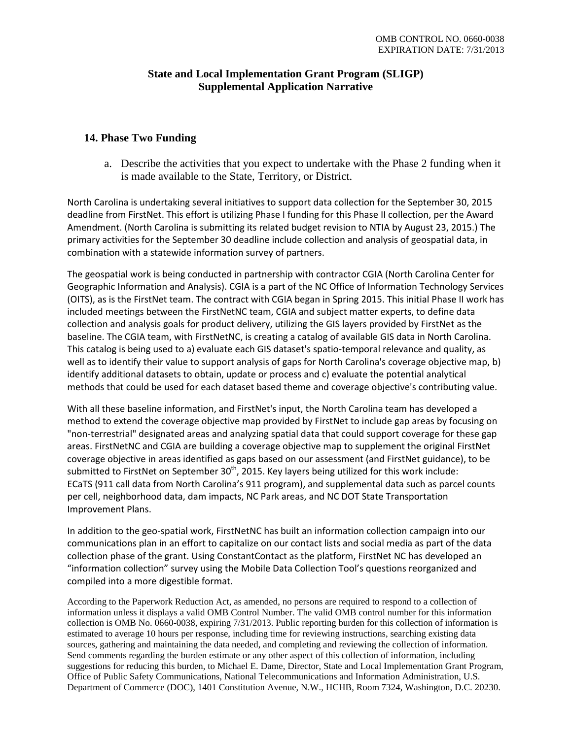OMB CONTROL NO. 0660-0038
EXPIRATION DATE: 7/31/2013

**State and Local Implementation Grant Program (SLIGP)**
**Supplemental Application Narrative**

## 14. Phase Two Funding

a. Describe the activities that you expect to undertake with the Phase 2 funding when it is made available to the State, Territory, or District.

North Carolina is undertaking several initiatives to support data collection for the September 30, 2015 deadline from FirstNet. This effort is utilizing Phase I funding for this Phase II collection, per the Award Amendment. (North Carolina is submitting its related budget revision to NTIA by August 23, 2015.) The primary activities for the September 30 deadline include collection and analysis of geospatial data, in combination with a statewide information survey of partners.

The geospatial work is being conducted in partnership with contractor CGIA (North Carolina Center for Geographic Information and Analysis). CGIA is a part of the NC Office of Information Technology Services (OITS), as is the FirstNet team. The contract with CGIA began in Spring 2015. This initial Phase II work has included meetings between the FirstNetNC team, CGIA and subject matter experts, to define data collection and analysis goals for product delivery, utilizing the GIS layers provided by FirstNet as the baseline. The CGIA team, with FirstNetNC, is creating a catalog of available GIS data in North Carolina. This catalog is being used to a) evaluate each GIS dataset's spatio-temporal relevance and quality, as well as to identify their value to support analysis of gaps for North Carolina's coverage objective map, b) identify additional datasets to obtain, update or process and c) evaluate the potential analytical methods that could be used for each dataset based theme and coverage objective's contributing value.

With all these baseline information, and FirstNet's input, the North Carolina team has developed a method to extend the coverage objective map provided by FirstNet to include gap areas by focusing on "non-terrestrial" designated areas and analyzing spatial data that could support coverage for these gap areas. FirstNetNC and CGIA are building a coverage objective map to supplement the original FirstNet coverage objective in areas identified as gaps based on our assessment (and FirstNet guidance), to be submitted to FirstNet on September 30th, 2015. Key layers being utilized for this work include: ECaTS (911 call data from North Carolina's 911 program), and supplemental data such as parcel counts per cell, neighborhood data, dam impacts, NC Park areas, and NC DOT State Transportation Improvement Plans.

In addition to the geo-spatial work, FirstNetNC has built an information collection campaign into our communications plan in an effort to capitalize on our contact lists and social media as part of the data collection phase of the grant. Using ConstantContact as the platform, FirstNet NC has developed an "information collection" survey using the Mobile Data Collection Tool's questions reorganized and compiled into a more digestible format.

According to the Paperwork Reduction Act, as amended, no persons are required to respond to a collection of information unless it displays a valid OMB Control Number. The valid OMB control number for this information collection is OMB No. 0660-0038, expiring 7/31/2013. Public reporting burden for this collection of information is estimated to average 10 hours per response, including time for reviewing instructions, searching existing data sources, gathering and maintaining the data needed, and completing and reviewing the collection of information. Send comments regarding the burden estimate or any other aspect of this collection of information, including suggestions for reducing this burden, to Michael E. Dame, Director, State and Local Implementation Grant Program, Office of Public Safety Communications, National Telecommunications and Information Administration, U.S. Department of Commerce (DOC), 1401 Constitution Avenue, N.W., HCHB, Room 7324, Washington, D.C. 20230.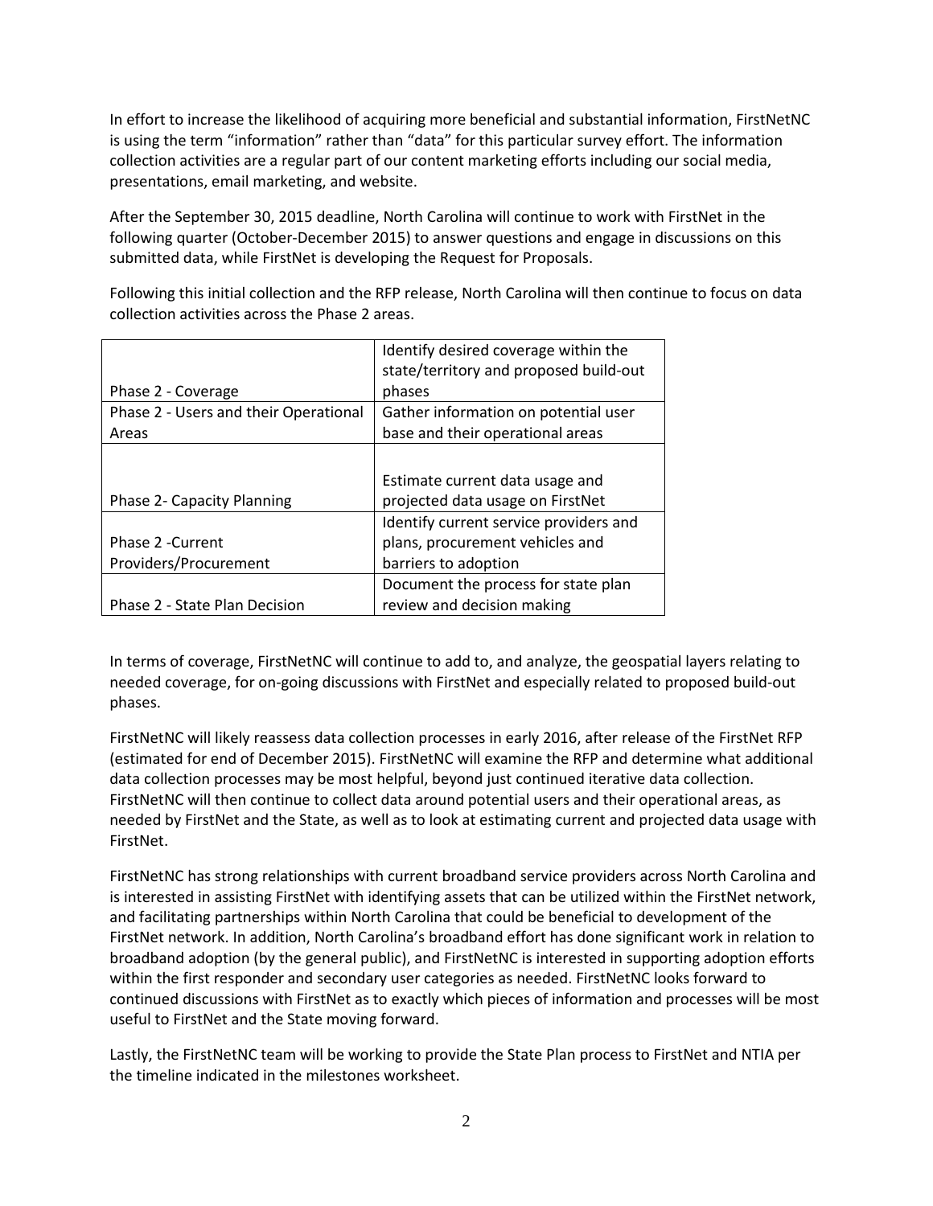In effort to increase the likelihood of acquiring more beneficial and substantial information, FirstNetNC is using the term "information" rather than "data" for this particular survey effort. The information collection activities are a regular part of our content marketing efforts including our social media, presentations, email marketing, and website.

After the September 30, 2015 deadline, North Carolina will continue to work with FirstNet in the following quarter (October-December 2015) to answer questions and engage in discussions on this submitted data, while FirstNet is developing the Request for Proposals.

Following this initial collection and the RFP release, North Carolina will then continue to focus on data collection activities across the Phase 2 areas.

| | |
|---|---|
| Phase 2 - Coverage | Identify desired coverage within the state/territory and proposed build-out phases |
| Phase 2 - Users and their Operational Areas | Gather information on potential user base and their operational areas |
| Phase 2- Capacity Planning | Estimate current data usage and projected data usage on FirstNet |
| Phase 2 -Current Providers/Procurement | Identify current service providers and plans, procurement vehicles and barriers to adoption |
| Phase 2 - State Plan Decision | Document the process for state plan review and decision making |

In terms of coverage, FirstNetNC will continue to add to, and analyze, the geospatial layers relating to needed coverage, for on-going discussions with FirstNet and especially related to proposed build-out phases.

FirstNetNC will likely reassess data collection processes in early 2016, after release of the FirstNet RFP (estimated for end of December 2015). FirstNetNC will examine the RFP and determine what additional data collection processes may be most helpful, beyond just continued iterative data collection. FirstNetNC will then continue to collect data around potential users and their operational areas, as needed by FirstNet and the State, as well as to look at estimating current and projected data usage with FirstNet.

FirstNetNC has strong relationships with current broadband service providers across North Carolina and is interested in assisting FirstNet with identifying assets that can be utilized within the FirstNet network, and facilitating partnerships within North Carolina that could be beneficial to development of the FirstNet network. In addition, North Carolina's broadband effort has done significant work in relation to broadband adoption (by the general public), and FirstNetNC is interested in supporting adoption efforts within the first responder and secondary user categories as needed. FirstNetNC looks forward to continued discussions with FirstNet as to exactly which pieces of information and processes will be most useful to FirstNet and the State moving forward.

Lastly, the FirstNetNC team will be working to provide the State Plan process to FirstNet and NTIA per the timeline indicated in the milestones worksheet.